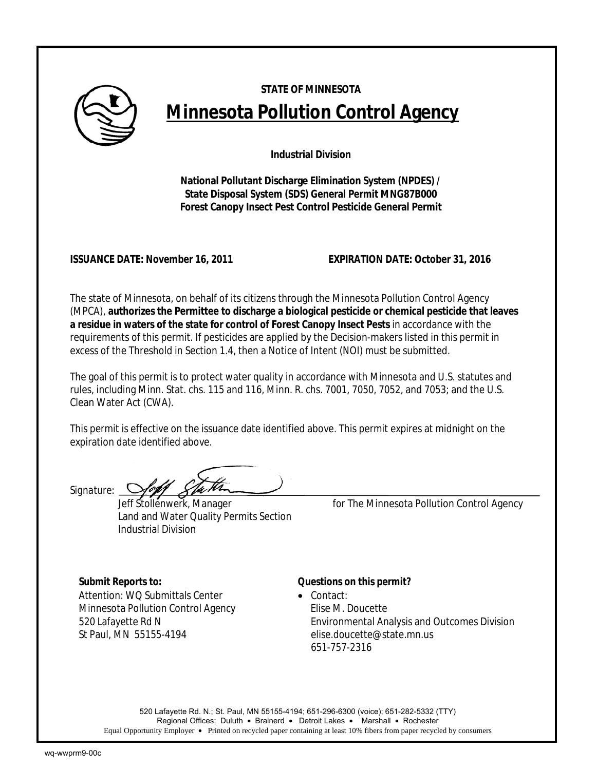**STATE OF MINNESOTA**

# Minnesota Pollution Control Agency

**Industrial Division**

**National Pollutant Discharge Elimination System (NPDES) /**
**State Disposal System (SDS) General Permit MNG87B000**
**Forest Canopy Insect Pest Control Pesticide General Permit**

**ISSUANCE DATE: November 16, 2011** **EXPIRATION DATE: October 31, 2016**

The state of Minnesota, on behalf of its citizens through the Minnesota Pollution Control Agency (MPCA), **authorizes the Permittee to discharge a biological pesticide or chemical pesticide that leaves a residue in waters of the state for control of Forest Canopy Insect Pests** in accordance with the requirements of this permit. If pesticides are applied by the Decision-makers listed in this permit in excess of the Threshold in Section 1.4, then a Notice of Intent (NOI) must be submitted.

The goal of this permit is to protect water quality in accordance with Minnesota and U.S. statutes and rules, including Minn. Stat. chs. 115 and 116, Minn. R. chs. 7001, 7050, 7052, and 7053; and the U.S. Clean Water Act (CWA).

This permit is effective on the issuance date identified above. This permit expires at midnight on the expiration date identified above.

Signature: ______________________________

Jeff Stollenwerk, Manager
Land and Water Quality Permits Section
Industrial Division

for The Minnesota Pollution Control Agency

**Submit Reports to:**
Attention: WQ Submittals Center
Minnesota Pollution Control Agency
520 Lafayette Rd N
St Paul, MN 55155-4194

**Questions on this permit?**

- Contact:
  Elise M. Doucette
  Environmental Analysis and Outcomes Division
  elise.doucette@state.mn.us
  651-757-2316

520 Lafayette Rd. N.; St. Paul, MN 55155-4194; 651-296-6300 (voice); 651-282-5332 (TTY)
Regional Offices: Duluth • Brainerd • Detroit Lakes • Marshall • Rochester
Equal Opportunity Employer • Printed on recycled paper containing at least 10% fibers from paper recycled by consumers

wq-wwprm9-00c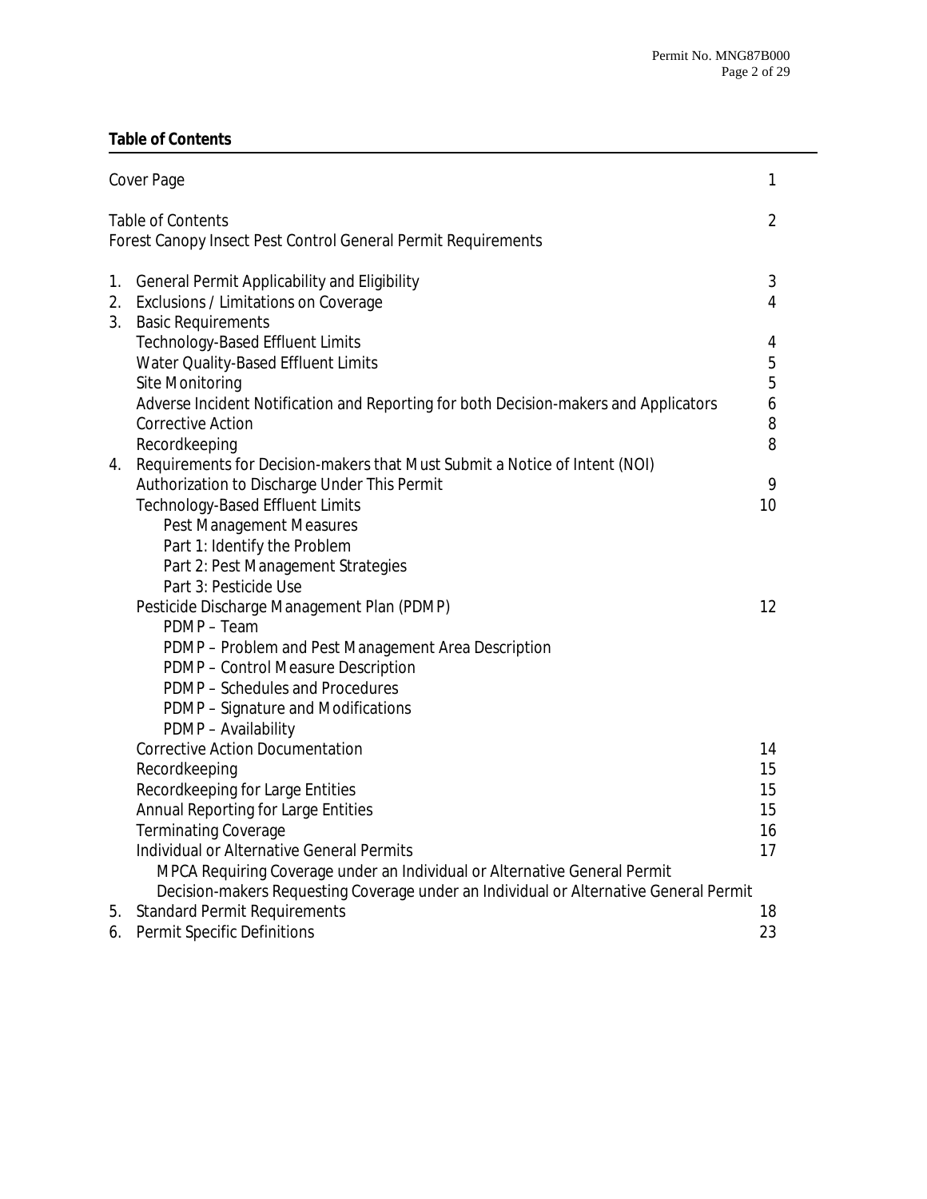**Table of Contents**

| | | |
|---|---|---|
| | Cover Page | 1 |
| | Table of Contents | 2 |
| | Forest Canopy Insect Pest Control General Permit Requirements | |
| 1. | General Permit Applicability and Eligibility | 3 |
| 2. | Exclusions / Limitations on Coverage | 4 |
| 3. | Basic Requirements | |
| | Technology-Based Effluent Limits | 4 |
| | Water Quality-Based Effluent Limits | 5 |
| | Site Monitoring | 5 |
| | Adverse Incident Notification and Reporting for both Decision-makers and Applicators | 6 |
| | Corrective Action | 8 |
| | Recordkeeping | 8 |
| 4. | Requirements for Decision-makers that Must Submit a Notice of Intent (NOI) | |
| | Authorization to Discharge Under This Permit | 9 |
| | Technology-Based Effluent Limits | 10 |
| | Pest Management Measures | |
| | Part 1: Identify the Problem | |
| | Part 2: Pest Management Strategies | |
| | Part 3: Pesticide Use | |
| | Pesticide Discharge Management Plan (PDMP) | 12 |
| | PDMP – Team | |
| | PDMP – Problem and Pest Management Area Description | |
| | PDMP – Control Measure Description | |
| | PDMP – Schedules and Procedures | |
| | PDMP – Signature and Modifications | |
| | PDMP – Availability | |
| | Corrective Action Documentation | 14 |
| | Recordkeeping | 15 |
| | Recordkeeping for Large Entities | 15 |
| | Annual Reporting for Large Entities | 15 |
| | Terminating Coverage | 16 |
| | Individual or Alternative General Permits | 17 |
| | MPCA Requiring Coverage under an Individual or Alternative General Permit | |
| | Decision-makers Requesting Coverage under an Individual or Alternative General Permit | |
| 5. | Standard Permit Requirements | 18 |
| 6. | Permit Specific Definitions | 23 |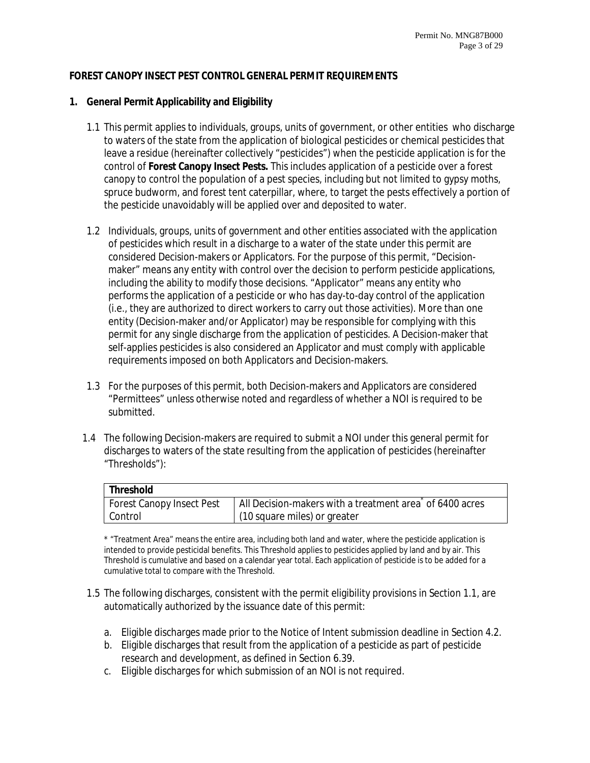**FOREST CANOPY INSECT PEST CONTROL GENERAL PERMIT REQUIREMENTS**

**1. General Permit Applicability and Eligibility**

1.1 This permit applies to individuals, groups, units of government, or other entities who discharge to waters of the state from the application of biological pesticides or chemical pesticides that leave a residue (hereinafter collectively "pesticides") when the pesticide application is for the control of **Forest Canopy Insect Pests.** This includes application of a pesticide over a forest canopy to control the population of a pest species, including but not limited to gypsy moths, spruce budworm, and forest tent caterpillar, where, to target the pests effectively a portion of the pesticide unavoidably will be applied over and deposited to water.

1.2 Individuals, groups, units of government and other entities associated with the application of pesticides which result in a discharge to a water of the state under this permit are considered Decision-makers or Applicators. For the purpose of this permit, "Decision-maker" means any entity with control over the decision to perform pesticide applications, including the ability to modify those decisions. "Applicator" means any entity who performs the application of a pesticide or who has day-to-day control of the application (i.e., they are authorized to direct workers to carry out those activities). More than one entity (Decision-maker and/or Applicator) may be responsible for complying with this permit for any single discharge from the application of pesticides. A Decision-maker that self-applies pesticides is also considered an Applicator and must comply with applicable requirements imposed on both Applicators and Decision-makers.

1.3 For the purposes of this permit, both Decision-makers and Applicators are considered "Permittees" unless otherwise noted and regardless of whether a NOI is required to be submitted.

1.4 The following Decision-makers are required to submit a NOI under this general permit for discharges to waters of the state resulting from the application of pesticides (hereinafter "Thresholds"):

| **Threshold** | |
|---|---|
| Forest Canopy Insect Pest Control | All Decision-makers with a treatment area* of 6400 acres (10 square miles) or greater |

* "Treatment Area" means the entire area, including both land and water, where the pesticide application is intended to provide pesticidal benefits. This Threshold applies to pesticides applied by land and by air. This Threshold is cumulative and based on a calendar year total. Each application of pesticide is to be added for a cumulative total to compare with the Threshold.

1.5 The following discharges, consistent with the permit eligibility provisions in Section 1.1, are automatically authorized by the issuance date of this permit:

a. Eligible discharges made prior to the Notice of Intent submission deadline in Section 4.2.
b. Eligible discharges that result from the application of a pesticide as part of pesticide research and development, as defined in Section 6.39.
c. Eligible discharges for which submission of an NOI is not required.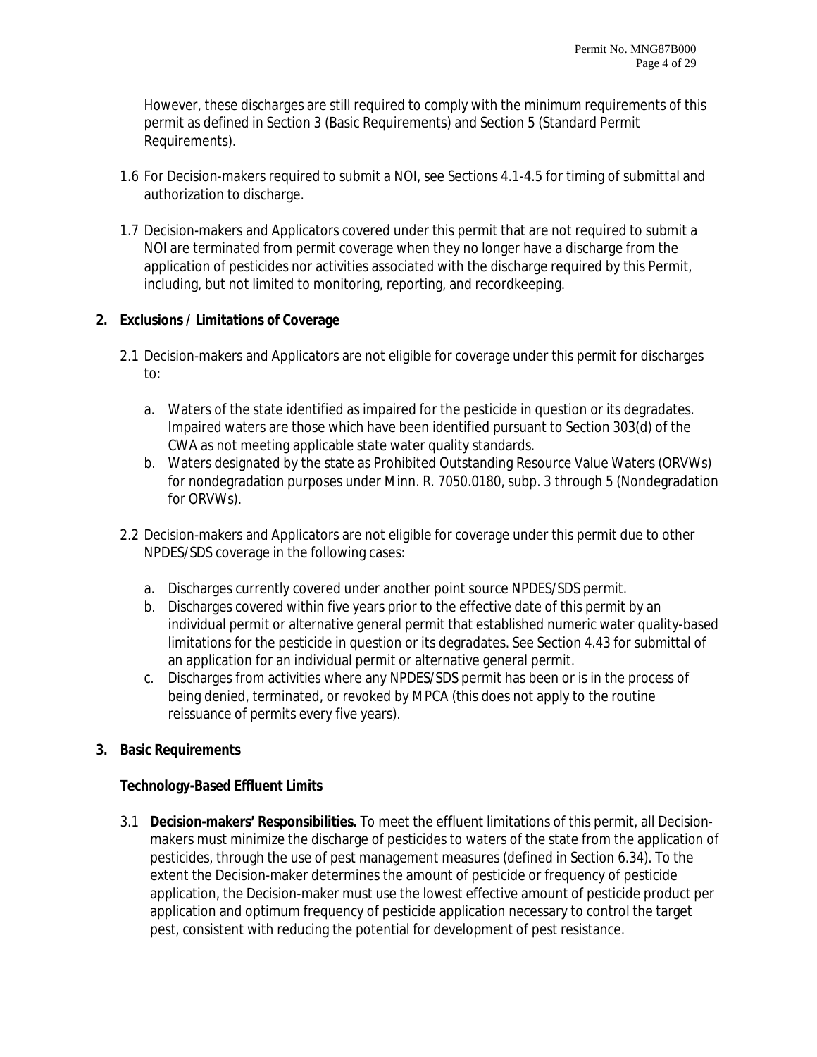However, these discharges are still required to comply with the minimum requirements of this permit as defined in Section 3 (Basic Requirements) and Section 5 (Standard Permit Requirements).

1.6 For Decision-makers required to submit a NOI, see Sections 4.1-4.5 for timing of submittal and authorization to discharge.

1.7 Decision-makers and Applicators covered under this permit that are not required to submit a NOI are terminated from permit coverage when they no longer have a discharge from the application of pesticides nor activities associated with the discharge required by this Permit, including, but not limited to monitoring, reporting, and recordkeeping.

## 2. Exclusions / Limitations of Coverage

2.1 Decision-makers and Applicators are not eligible for coverage under this permit for discharges to:

a. Waters of the state identified as impaired for the pesticide in question or its degradates. Impaired waters are those which have been identified pursuant to Section 303(d) of the CWA as not meeting applicable state water quality standards.
b. Waters designated by the state as Prohibited Outstanding Resource Value Waters (ORVWs) for nondegradation purposes under Minn. R. 7050.0180, subp. 3 through 5 (Nondegradation for ORVWs).

2.2 Decision-makers and Applicators are not eligible for coverage under this permit due to other NPDES/SDS coverage in the following cases:

a. Discharges currently covered under another point source NPDES/SDS permit.
b. Discharges covered within five years prior to the effective date of this permit by an individual permit or alternative general permit that established numeric water quality-based limitations for the pesticide in question or its degradates. See Section 4.43 for submittal of an application for an individual permit or alternative general permit.
c. Discharges from activities where any NPDES/SDS permit has been or is in the process of being denied, terminated, or revoked by MPCA (this does not apply to the routine reissuance of permits every five years).

## 3. Basic Requirements

### Technology-Based Effluent Limits

3.1 **Decision-makers' Responsibilities.** To meet the effluent limitations of this permit, all Decision-makers must minimize the discharge of pesticides to waters of the state from the application of pesticides, through the use of pest management measures (defined in Section 6.34). To the extent the Decision-maker determines the amount of pesticide or frequency of pesticide application, the Decision-maker must use the lowest effective amount of pesticide product per application and optimum frequency of pesticide application necessary to control the target pest, consistent with reducing the potential for development of pest resistance.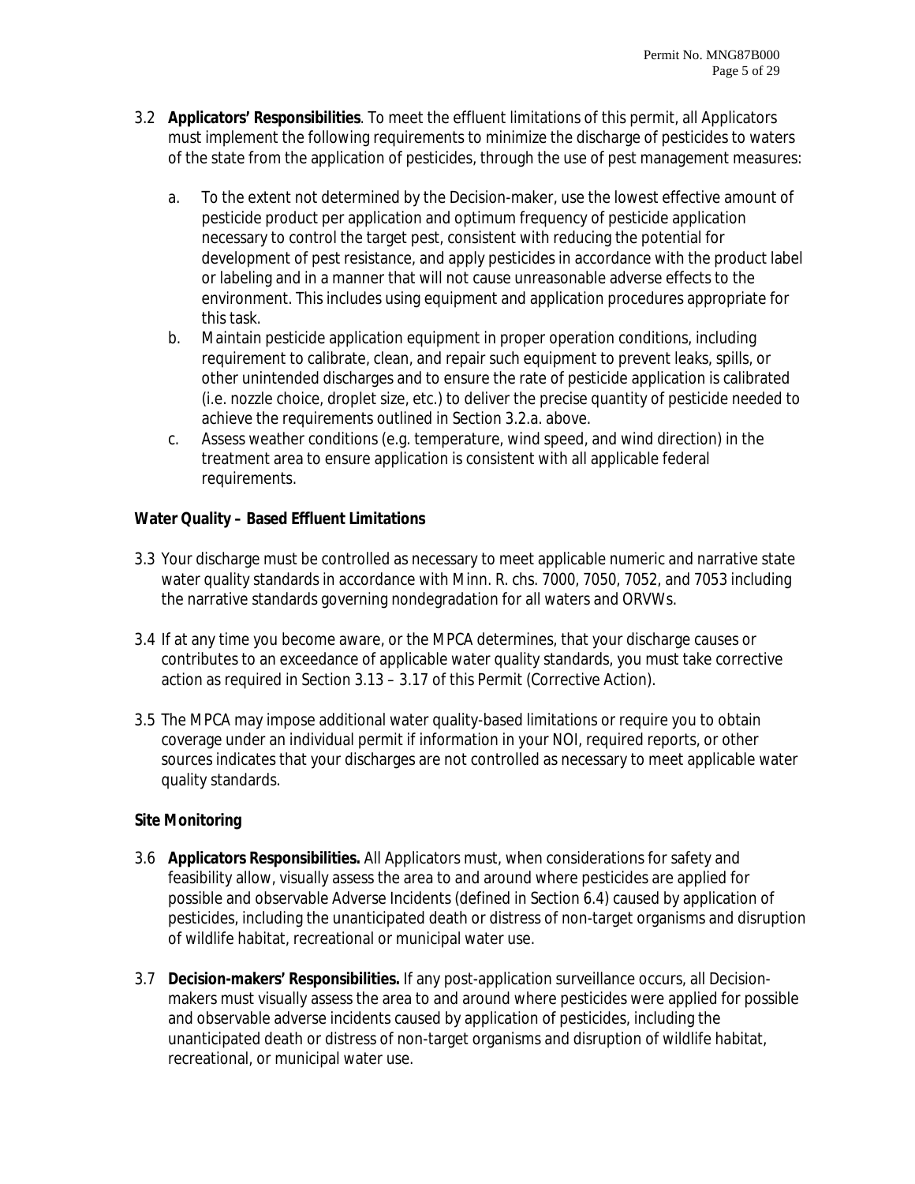3.2 **Applicators' Responsibilities**. To meet the effluent limitations of this permit, all Applicators must implement the following requirements to minimize the discharge of pesticides to waters of the state from the application of pesticides, through the use of pest management measures:

   a. To the extent not determined by the Decision-maker, use the lowest effective amount of pesticide product per application and optimum frequency of pesticide application necessary to control the target pest, consistent with reducing the potential for development of pest resistance, and apply pesticides in accordance with the product label or labeling and in a manner that will not cause unreasonable adverse effects to the environment. This includes using equipment and application procedures appropriate for this task.
   b. Maintain pesticide application equipment in proper operation conditions, including requirement to calibrate, clean, and repair such equipment to prevent leaks, spills, or other unintended discharges and to ensure the rate of pesticide application is calibrated (i.e. nozzle choice, droplet size, etc.) to deliver the precise quantity of pesticide needed to achieve the requirements outlined in Section 3.2.a. above.
   c. Assess weather conditions (e.g. temperature, wind speed, and wind direction) in the treatment area to ensure application is consistent with all applicable federal requirements.

**Water Quality – Based Effluent Limitations**

3.3 Your discharge must be controlled as necessary to meet applicable numeric and narrative state water quality standards in accordance with Minn. R. chs. 7000, 7050, 7052, and 7053 including the narrative standards governing nondegradation for all waters and ORVWs.

3.4 If at any time you become aware, or the MPCA determines, that your discharge causes or contributes to an exceedance of applicable water quality standards, you must take corrective action as required in Section 3.13 – 3.17 of this Permit (Corrective Action).

3.5 The MPCA may impose additional water quality-based limitations or require you to obtain coverage under an individual permit if information in your NOI, required reports, or other sources indicates that your discharges are not controlled as necessary to meet applicable water quality standards.

**Site Monitoring**

3.6 **Applicators Responsibilities.** All Applicators must, when considerations for safety and feasibility allow, visually assess the area to and around where pesticides are applied for possible and observable Adverse Incidents (defined in Section 6.4) caused by application of pesticides, including the unanticipated death or distress of non-target organisms and disruption of wildlife habitat, recreational or municipal water use.

3.7 **Decision-makers' Responsibilities.** If any post-application surveillance occurs, all Decision-makers must visually assess the area to and around where pesticides were applied for possible and observable adverse incidents caused by application of pesticides, including the unanticipated death or distress of non-target organisms and disruption of wildlife habitat, recreational, or municipal water use.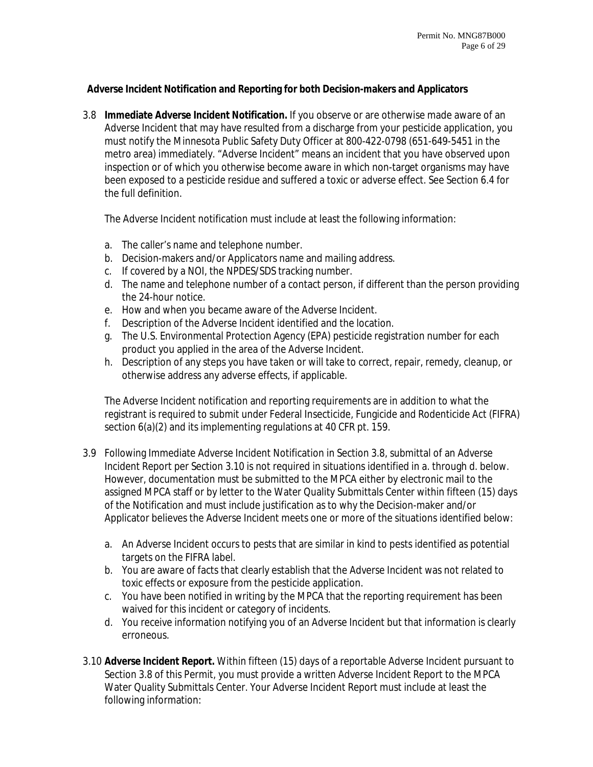**Adverse Incident Notification and Reporting for both Decision-makers and Applicators**

3.8 **Immediate Adverse Incident Notification.** If you observe or are otherwise made aware of an Adverse Incident that may have resulted from a discharge from your pesticide application, you must notify the Minnesota Public Safety Duty Officer at 800-422-0798 (651-649-5451 in the metro area) immediately. "Adverse Incident" means an incident that you have observed upon inspection or of which you otherwise become aware in which non-target organisms may have been exposed to a pesticide residue and suffered a toxic or adverse effect. See Section 6.4 for the full definition.

The Adverse Incident notification must include at least the following information:

a. The caller's name and telephone number.
b. Decision-makers and/or Applicators name and mailing address.
c. If covered by a NOI, the NPDES/SDS tracking number.
d. The name and telephone number of a contact person, if different than the person providing the 24-hour notice.
e. How and when you became aware of the Adverse Incident.
f. Description of the Adverse Incident identified and the location.
g. The U.S. Environmental Protection Agency (EPA) pesticide registration number for each product you applied in the area of the Adverse Incident.
h. Description of any steps you have taken or will take to correct, repair, remedy, cleanup, or otherwise address any adverse effects, if applicable.

The Adverse Incident notification and reporting requirements are in addition to what the registrant is required to submit under Federal Insecticide, Fungicide and Rodenticide Act (FIFRA) section 6(a)(2) and its implementing regulations at 40 CFR pt. 159.

3.9 Following Immediate Adverse Incident Notification in Section 3.8, submittal of an Adverse Incident Report per Section 3.10 is not required in situations identified in a. through d. below. However, documentation must be submitted to the MPCA either by electronic mail to the assigned MPCA staff or by letter to the Water Quality Submittals Center within fifteen (15) days of the Notification and must include justification as to why the Decision-maker and/or Applicator believes the Adverse Incident meets one or more of the situations identified below:

a. An Adverse Incident occurs to pests that are similar in kind to pests identified as potential targets on the FIFRA label.
b. You are aware of facts that clearly establish that the Adverse Incident was not related to toxic effects or exposure from the pesticide application.
c. You have been notified in writing by the MPCA that the reporting requirement has been waived for this incident or category of incidents.
d. You receive information notifying you of an Adverse Incident but that information is clearly erroneous.

3.10 **Adverse Incident Report.** Within fifteen (15) days of a reportable Adverse Incident pursuant to Section 3.8 of this Permit, you must provide a written Adverse Incident Report to the MPCA Water Quality Submittals Center. Your Adverse Incident Report must include at least the following information: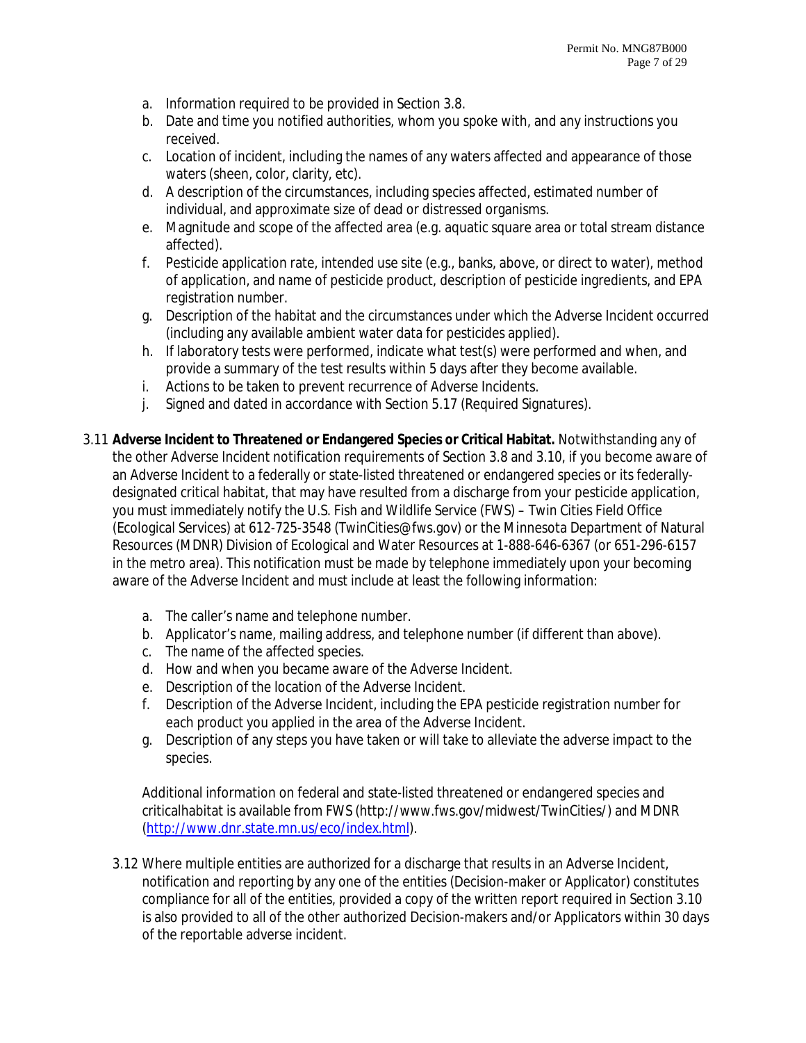a. Information required to be provided in Section 3.8.
b. Date and time you notified authorities, whom you spoke with, and any instructions you received.
c. Location of incident, including the names of any waters affected and appearance of those waters (sheen, color, clarity, etc).
d. A description of the circumstances, including species affected, estimated number of individual, and approximate size of dead or distressed organisms.
e. Magnitude and scope of the affected area (e.g. aquatic square area or total stream distance affected).
f. Pesticide application rate, intended use site (e.g., banks, above, or direct to water), method of application, and name of pesticide product, description of pesticide ingredients, and EPA registration number.
g. Description of the habitat and the circumstances under which the Adverse Incident occurred (including any available ambient water data for pesticides applied).
h. If laboratory tests were performed, indicate what test(s) were performed and when, and provide a summary of the test results within 5 days after they become available.
i. Actions to be taken to prevent recurrence of Adverse Incidents.
j. Signed and dated in accordance with Section 5.17 (Required Signatures).

3.11 **Adverse Incident to Threatened or Endangered Species or Critical Habitat.** Notwithstanding any of the other Adverse Incident notification requirements of Section 3.8 and 3.10, if you become aware of an Adverse Incident to a federally or state-listed threatened or endangered species or its federally-designated critical habitat, that may have resulted from a discharge from your pesticide application, you must immediately notify the U.S. Fish and Wildlife Service (FWS) – Twin Cities Field Office (Ecological Services) at 612-725-3548 (TwinCities@fws.gov) or the Minnesota Department of Natural Resources (MDNR) Division of Ecological and Water Resources at 1-888-646-6367 (or 651-296-6157 in the metro area). This notification must be made by telephone immediately upon your becoming aware of the Adverse Incident and must include at least the following information:

a. The caller's name and telephone number.
b. Applicator's name, mailing address, and telephone number (if different than above).
c. The name of the affected species.
d. How and when you became aware of the Adverse Incident.
e. Description of the location of the Adverse Incident.
f. Description of the Adverse Incident, including the EPA pesticide registration number for each product you applied in the area of the Adverse Incident.
g. Description of any steps you have taken or will take to alleviate the adverse impact to the species.

Additional information on federal and state-listed threatened or endangered species and criticalhabitat is available from FWS (http://www.fws.gov/midwest/TwinCities/) and MDNR (http://www.dnr.state.mn.us/eco/index.html).

3.12 Where multiple entities are authorized for a discharge that results in an Adverse Incident, notification and reporting by any one of the entities (Decision-maker or Applicator) constitutes compliance for all of the entities, provided a copy of the written report required in Section 3.10 is also provided to all of the other authorized Decision-makers and/or Applicators within 30 days of the reportable adverse incident.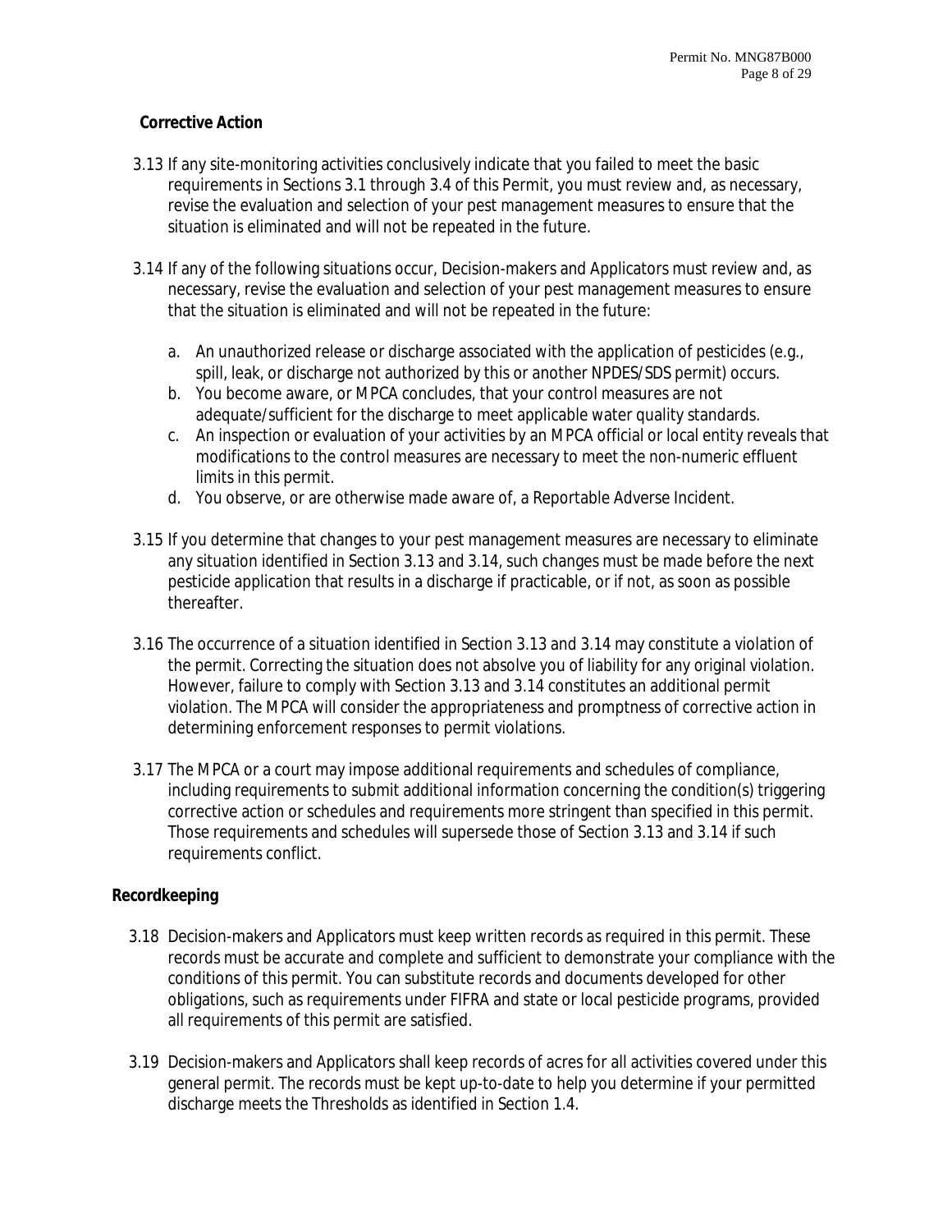**Corrective Action**

3.13 If any site-monitoring activities conclusively indicate that you failed to meet the basic requirements in Sections 3.1 through 3.4 of this Permit, you must review and, as necessary, revise the evaluation and selection of your pest management measures to ensure that the situation is eliminated and will not be repeated in the future.

3.14 If any of the following situations occur, Decision-makers and Applicators must review and, as necessary, revise the evaluation and selection of your pest management measures to ensure that the situation is eliminated and will not be repeated in the future:

a. An unauthorized release or discharge associated with the application of pesticides (e.g., spill, leak, or discharge not authorized by this or another NPDES/SDS permit) occurs.
b. You become aware, or MPCA concludes, that your control measures are not adequate/sufficient for the discharge to meet applicable water quality standards.
c. An inspection or evaluation of your activities by an MPCA official or local entity reveals that modifications to the control measures are necessary to meet the non-numeric effluent limits in this permit.
d. You observe, or are otherwise made aware of, a Reportable Adverse Incident.

3.15 If you determine that changes to your pest management measures are necessary to eliminate any situation identified in Section 3.13 and 3.14, such changes must be made before the next pesticide application that results in a discharge if practicable, or if not, as soon as possible thereafter.

3.16 The occurrence of a situation identified in Section 3.13 and 3.14 may constitute a violation of the permit. Correcting the situation does not absolve you of liability for any original violation. However, failure to comply with Section 3.13 and 3.14 constitutes an additional permit violation. The MPCA will consider the appropriateness and promptness of corrective action in determining enforcement responses to permit violations.

3.17 The MPCA or a court may impose additional requirements and schedules of compliance, including requirements to submit additional information concerning the condition(s) triggering corrective action or schedules and requirements more stringent than specified in this permit. Those requirements and schedules will supersede those of Section 3.13 and 3.14 if such requirements conflict.

**Recordkeeping**

3.18 Decision-makers and Applicators must keep written records as required in this permit. These records must be accurate and complete and sufficient to demonstrate your compliance with the conditions of this permit. You can substitute records and documents developed for other obligations, such as requirements under FIFRA and state or local pesticide programs, provided all requirements of this permit are satisfied.

3.19 Decision-makers and Applicators shall keep records of acres for all activities covered under this general permit. The records must be kept up-to-date to help you determine if your permitted discharge meets the Thresholds as identified in Section 1.4.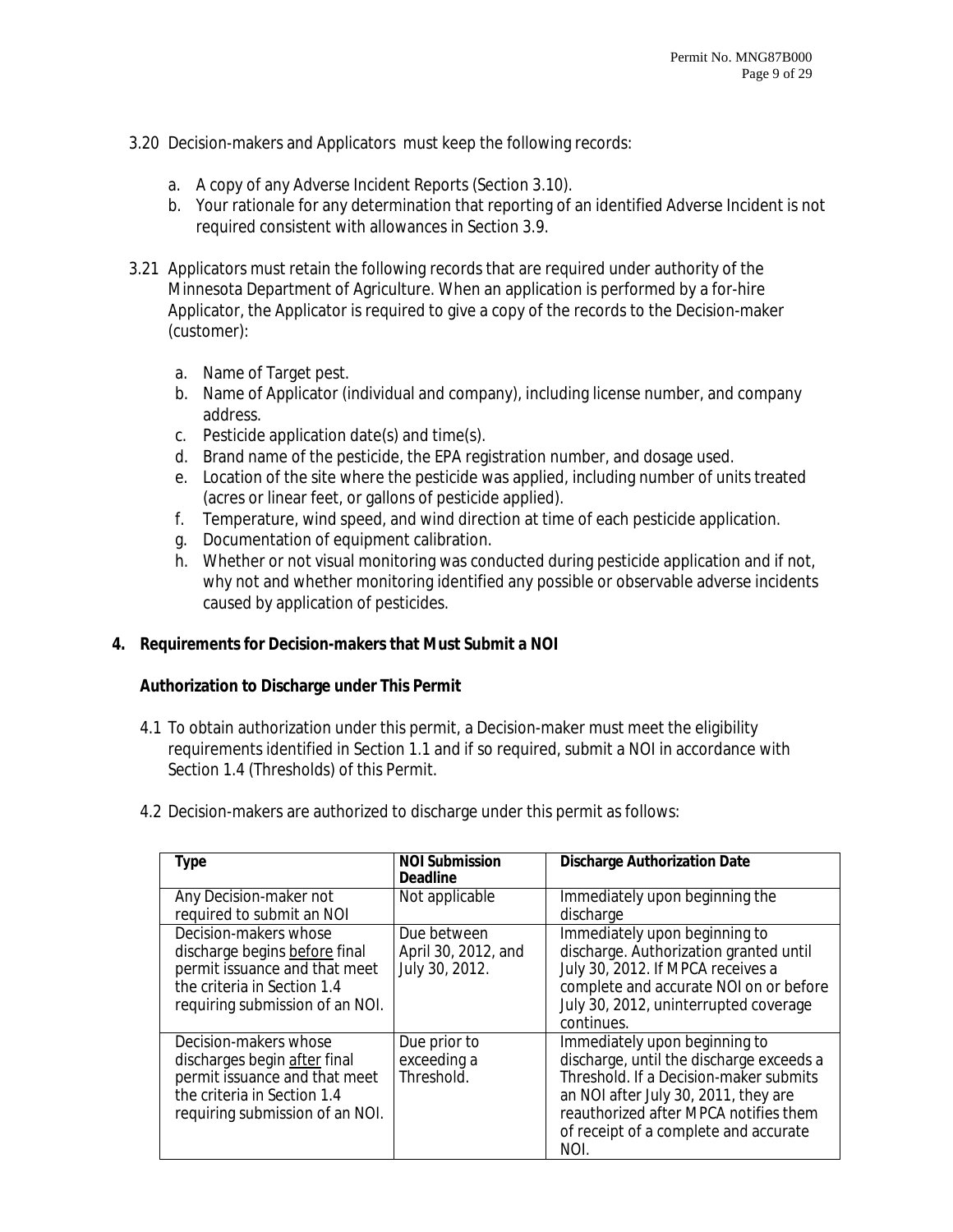3.20 Decision-makers and Applicators must keep the following records:

a. A copy of any Adverse Incident Reports (Section 3.10).
b. Your rationale for any determination that reporting of an identified Adverse Incident is not required consistent with allowances in Section 3.9.

3.21 Applicators must retain the following records that are required under authority of the Minnesota Department of Agriculture. When an application is performed by a for-hire Applicator, the Applicator is required to give a copy of the records to the Decision-maker (customer):

a. Name of Target pest.
b. Name of Applicator (individual and company), including license number, and company address.
c. Pesticide application date(s) and time(s).
d. Brand name of the pesticide, the EPA registration number, and dosage used.
e. Location of the site where the pesticide was applied, including number of units treated (acres or linear feet, or gallons of pesticide applied).
f. Temperature, wind speed, and wind direction at time of each pesticide application.
g. Documentation of equipment calibration.
h. Whether or not visual monitoring was conducted during pesticide application and if not, why not and whether monitoring identified any possible or observable adverse incidents caused by application of pesticides.

## 4. Requirements for Decision-makers that Must Submit a NOI

**Authorization to Discharge under This Permit**

4.1 To obtain authorization under this permit, a Decision-maker must meet the eligibility requirements identified in Section 1.1 and if so required, submit a NOI in accordance with Section 1.4 (Thresholds) of this Permit.

4.2 Decision-makers are authorized to discharge under this permit as follows:

| Type | NOI Submission Deadline | Discharge Authorization Date |
|---|---|---|
| Any Decision-maker not required to submit an NOI | Not applicable | Immediately upon beginning the discharge |
| Decision-makers whose discharge begins before final permit issuance and that meet the criteria in Section 1.4 requiring submission of an NOI. | Due between April 30, 2012, and July 30, 2012. | Immediately upon beginning to discharge. Authorization granted until July 30, 2012. If MPCA receives a complete and accurate NOI on or before July 30, 2012, uninterrupted coverage continues. |
| Decision-makers whose discharges begin after final permit issuance and that meet the criteria in Section 1.4 requiring submission of an NOI. | Due prior to exceeding a Threshold. | Immediately upon beginning to discharge, until the discharge exceeds a Threshold. If a Decision-maker submits an NOI after July 30, 2011, they are reauthorized after MPCA notifies them of receipt of a complete and accurate NOI. |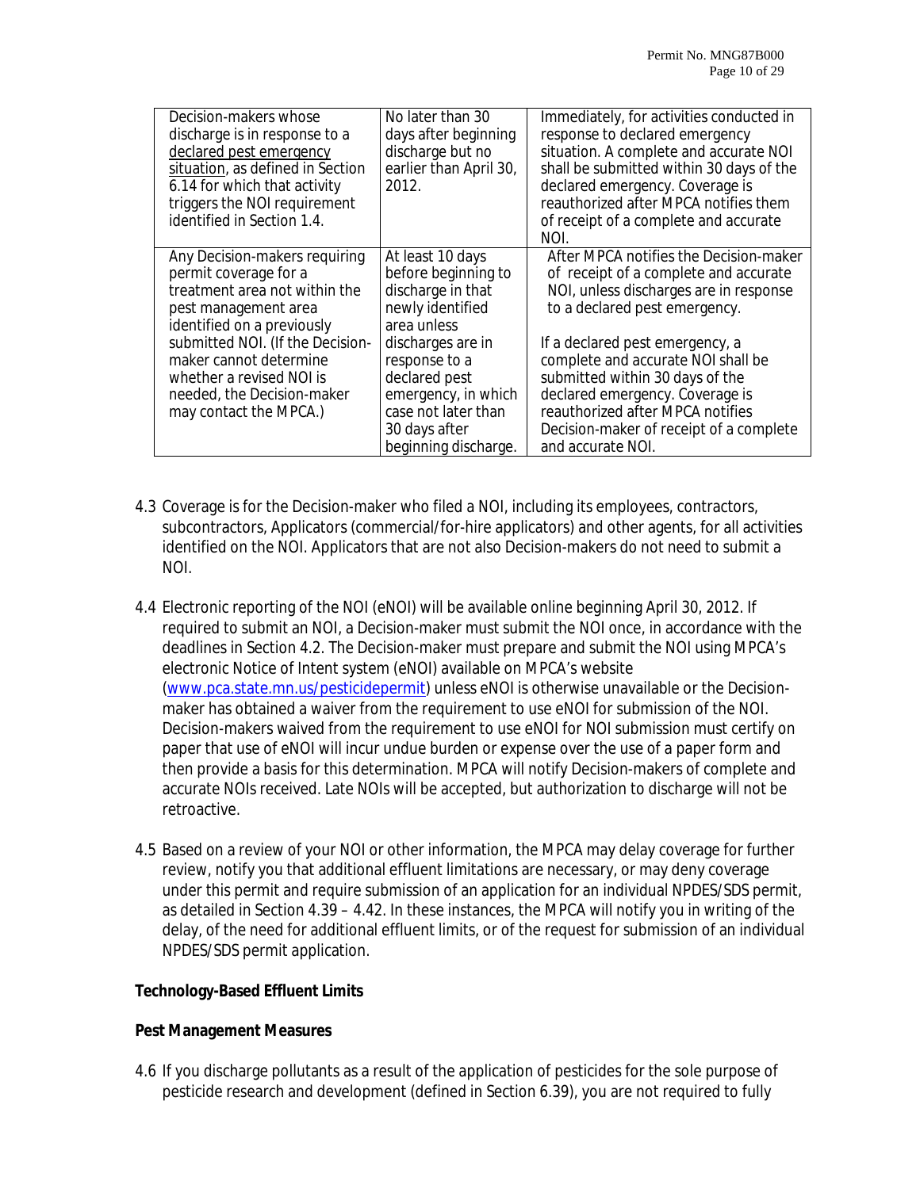| | | |
|---|---|---|
| Decision-makers whose discharge is in response to a declared pest emergency situation, as defined in Section 6.14 for which that activity triggers the NOI requirement identified in Section 1.4. | No later than 30 days after beginning discharge but no earlier than April 30, 2012. | Immediately, for activities conducted in response to declared emergency situation. A complete and accurate NOI shall be submitted within 30 days of the declared emergency. Coverage is reauthorized after MPCA notifies them of receipt of a complete and accurate NOI. |
| Any Decision-makers requiring permit coverage for a treatment area not within the pest management area identified on a previously submitted NOI. (If the Decision-maker cannot determine whether a revised NOI is needed, the Decision-maker may contact the MPCA.) | At least 10 days before beginning to discharge in that newly identified area unless discharges are in response to a declared pest emergency, in which case not later than 30 days after beginning discharge. | After MPCA notifies the Decision-maker of receipt of a complete and accurate NOI, unless discharges are in response to a declared pest emergency.<br><br>If a declared pest emergency, a complete and accurate NOI shall be submitted within 30 days of the declared emergency. Coverage is reauthorized after MPCA notifies Decision-maker of receipt of a complete and accurate NOI. |

4.3 Coverage is for the Decision-maker who filed a NOI, including its employees, contractors, subcontractors, Applicators (commercial/for-hire applicators) and other agents, for all activities identified on the NOI. Applicators that are not also Decision-makers do not need to submit a NOI.

4.4 Electronic reporting of the NOI (eNOI) will be available online beginning April 30, 2012. If required to submit an NOI, a Decision-maker must submit the NOI once, in accordance with the deadlines in Section 4.2. The Decision-maker must prepare and submit the NOI using MPCA's electronic Notice of Intent system (eNOI) available on MPCA's website (www.pca.state.mn.us/pesticidepermit) unless eNOI is otherwise unavailable or the Decision-maker has obtained a waiver from the requirement to use eNOI for submission of the NOI. Decision-makers waived from the requirement to use eNOI for NOI submission must certify on paper that use of eNOI will incur undue burden or expense over the use of a paper form and then provide a basis for this determination. MPCA will notify Decision-makers of complete and accurate NOIs received. Late NOIs will be accepted, but authorization to discharge will not be retroactive.

4.5 Based on a review of your NOI or other information, the MPCA may delay coverage for further review, notify you that additional effluent limitations are necessary, or may deny coverage under this permit and require submission of an application for an individual NPDES/SDS permit, as detailed in Section 4.39 – 4.42. In these instances, the MPCA will notify you in writing of the delay, of the need for additional effluent limits, or of the request for submission of an individual NPDES/SDS permit application.

**Technology-Based Effluent Limits**

**Pest Management Measures**

4.6 If you discharge pollutants as a result of the application of pesticides for the sole purpose of pesticide research and development (defined in Section 6.39), you are not required to fully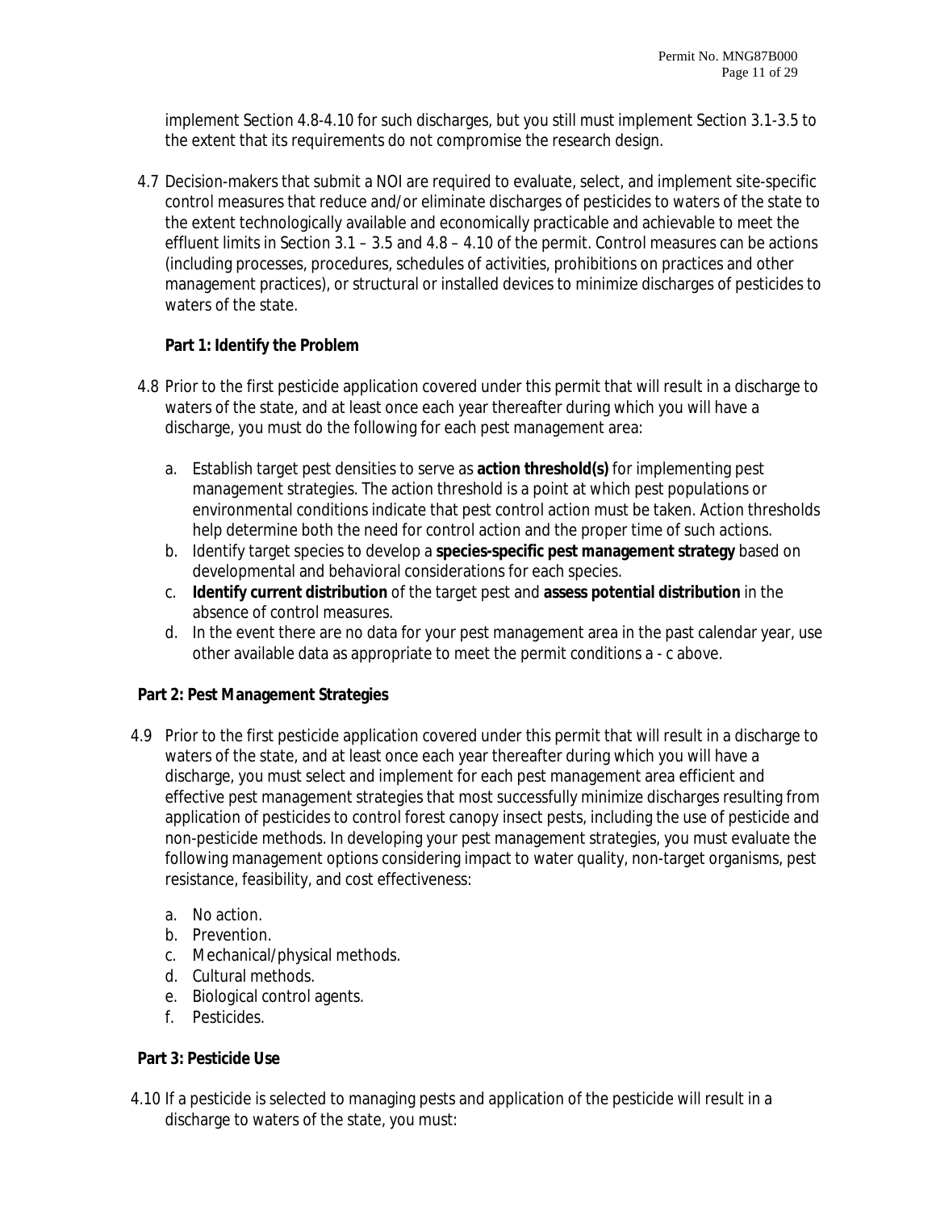implement Section 4.8-4.10 for such discharges, but you still must implement Section 3.1-3.5 to the extent that its requirements do not compromise the research design.

4.7 Decision-makers that submit a NOI are required to evaluate, select, and implement site-specific control measures that reduce and/or eliminate discharges of pesticides to waters of the state to the extent technologically available and economically practicable and achievable to meet the effluent limits in Section 3.1 – 3.5 and 4.8 – 4.10 of the permit. Control measures can be actions (including processes, procedures, schedules of activities, prohibitions on practices and other management practices), or structural or installed devices to minimize discharges of pesticides to waters of the state.

**Part 1: Identify the Problem**

4.8 Prior to the first pesticide application covered under this permit that will result in a discharge to waters of the state, and at least once each year thereafter during which you will have a discharge, you must do the following for each pest management area:

a. Establish target pest densities to serve as **action threshold(s)** for implementing pest management strategies. The action threshold is a point at which pest populations or environmental conditions indicate that pest control action must be taken. Action thresholds help determine both the need for control action and the proper time of such actions.
b. Identify target species to develop a **species-specific pest management strategy** based on developmental and behavioral considerations for each species.
c. **Identify current distribution** of the target pest and **assess potential distribution** in the absence of control measures.
d. In the event there are no data for your pest management area in the past calendar year, use other available data as appropriate to meet the permit conditions a - c above.

**Part 2: Pest Management Strategies**

4.9 Prior to the first pesticide application covered under this permit that will result in a discharge to waters of the state, and at least once each year thereafter during which you will have a discharge, you must select and implement for each pest management area efficient and effective pest management strategies that most successfully minimize discharges resulting from application of pesticides to control forest canopy insect pests, including the use of pesticide and non-pesticide methods. In developing your pest management strategies, you must evaluate the following management options considering impact to water quality, non-target organisms, pest resistance, feasibility, and cost effectiveness:

a. No action.
b. Prevention.
c. Mechanical/physical methods.
d. Cultural methods.
e. Biological control agents.
f. Pesticides.

**Part 3: Pesticide Use**

4.10 If a pesticide is selected to managing pests and application of the pesticide will result in a discharge to waters of the state, you must: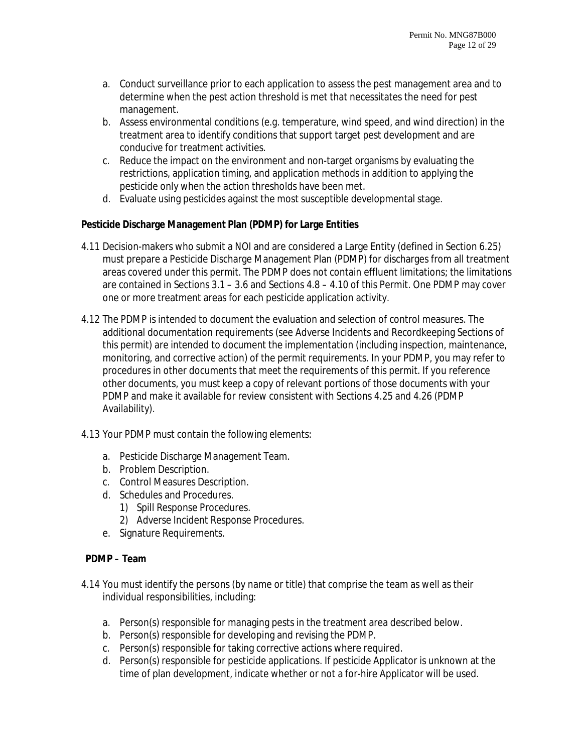a. Conduct surveillance prior to each application to assess the pest management area and to determine when the pest action threshold is met that necessitates the need for pest management.
b. Assess environmental conditions (e.g. temperature, wind speed, and wind direction) in the treatment area to identify conditions that support target pest development and are conducive for treatment activities.
c. Reduce the impact on the environment and non-target organisms by evaluating the restrictions, application timing, and application methods in addition to applying the pesticide only when the action thresholds have been met.
d. Evaluate using pesticides against the most susceptible developmental stage.

**Pesticide Discharge Management Plan (PDMP) for Large Entities**

4.11 Decision-makers who submit a NOI and are considered a Large Entity (defined in Section 6.25) must prepare a Pesticide Discharge Management Plan (PDMP) for discharges from all treatment areas covered under this permit. The PDMP does not contain effluent limitations; the limitations are contained in Sections 3.1 – 3.6 and Sections 4.8 – 4.10 of this Permit. One PDMP may cover one or more treatment areas for each pesticide application activity.

4.12 The PDMP is intended to document the evaluation and selection of control measures. The additional documentation requirements (see Adverse Incidents and Recordkeeping Sections of this permit) are intended to document the implementation (including inspection, maintenance, monitoring, and corrective action) of the permit requirements. In your PDMP, you may refer to procedures in other documents that meet the requirements of this permit. If you reference other documents, you must keep a copy of relevant portions of those documents with your PDMP and make it available for review consistent with Sections 4.25 and 4.26 (PDMP Availability).

4.13 Your PDMP must contain the following elements:

a. Pesticide Discharge Management Team.
b. Problem Description.
c. Control Measures Description.
d. Schedules and Procedures.
   1) Spill Response Procedures.
   2) Adverse Incident Response Procedures.
e. Signature Requirements.

**PDMP – Team**

4.14 You must identify the persons (by name or title) that comprise the team as well as their individual responsibilities, including:

a. Person(s) responsible for managing pests in the treatment area described below.
b. Person(s) responsible for developing and revising the PDMP.
c. Person(s) responsible for taking corrective actions where required.
d. Person(s) responsible for pesticide applications. If pesticide Applicator is unknown at the time of plan development, indicate whether or not a for-hire Applicator will be used.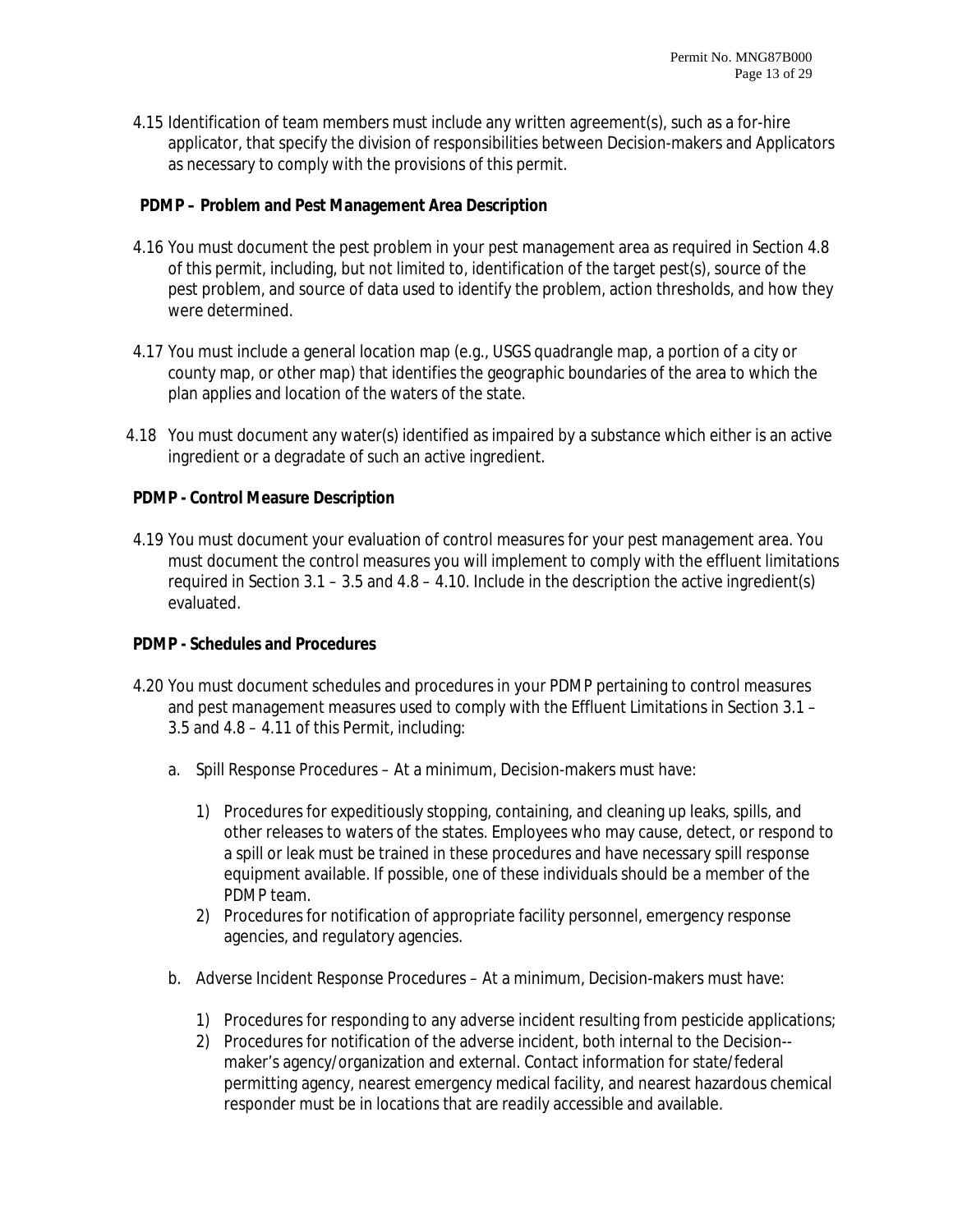4.15 Identification of team members must include any written agreement(s), such as a for-hire applicator, that specify the division of responsibilities between Decision-makers and Applicators as necessary to comply with the provisions of this permit.

**PDMP – Problem and Pest Management Area Description**

4.16 You must document the pest problem in your pest management area as required in Section 4.8 of this permit, including, but not limited to, identification of the target pest(s), source of the pest problem, and source of data used to identify the problem, action thresholds, and how they were determined.

4.17 You must include a general location map (e.g., USGS quadrangle map, a portion of a city or county map, or other map) that identifies the geographic boundaries of the area to which the plan applies and location of the waters of the state.

4.18 You must document any water(s) identified as impaired by a substance which either is an active ingredient or a degradate of such an active ingredient.

**PDMP - Control Measure Description**

4.19 You must document your evaluation of control measures for your pest management area. You must document the control measures you will implement to comply with the effluent limitations required in Section 3.1 – 3.5 and 4.8 – 4.10. Include in the description the active ingredient(s) evaluated.

**PDMP - Schedules and Procedures**

4.20 You must document schedules and procedures in your PDMP pertaining to control measures and pest management measures used to comply with the Effluent Limitations in Section 3.1 – 3.5 and 4.8 – 4.11 of this Permit, including:

a. Spill Response Procedures – At a minimum, Decision-makers must have:

1) Procedures for expeditiously stopping, containing, and cleaning up leaks, spills, and other releases to waters of the states. Employees who may cause, detect, or respond to a spill or leak must be trained in these procedures and have necessary spill response equipment available. If possible, one of these individuals should be a member of the PDMP team.
2) Procedures for notification of appropriate facility personnel, emergency response agencies, and regulatory agencies.

b. Adverse Incident Response Procedures – At a minimum, Decision-makers must have:

1) Procedures for responding to any adverse incident resulting from pesticide applications;
2) Procedures for notification of the adverse incident, both internal to the Decision--maker's agency/organization and external. Contact information for state/federal permitting agency, nearest emergency medical facility, and nearest hazardous chemical responder must be in locations that are readily accessible and available.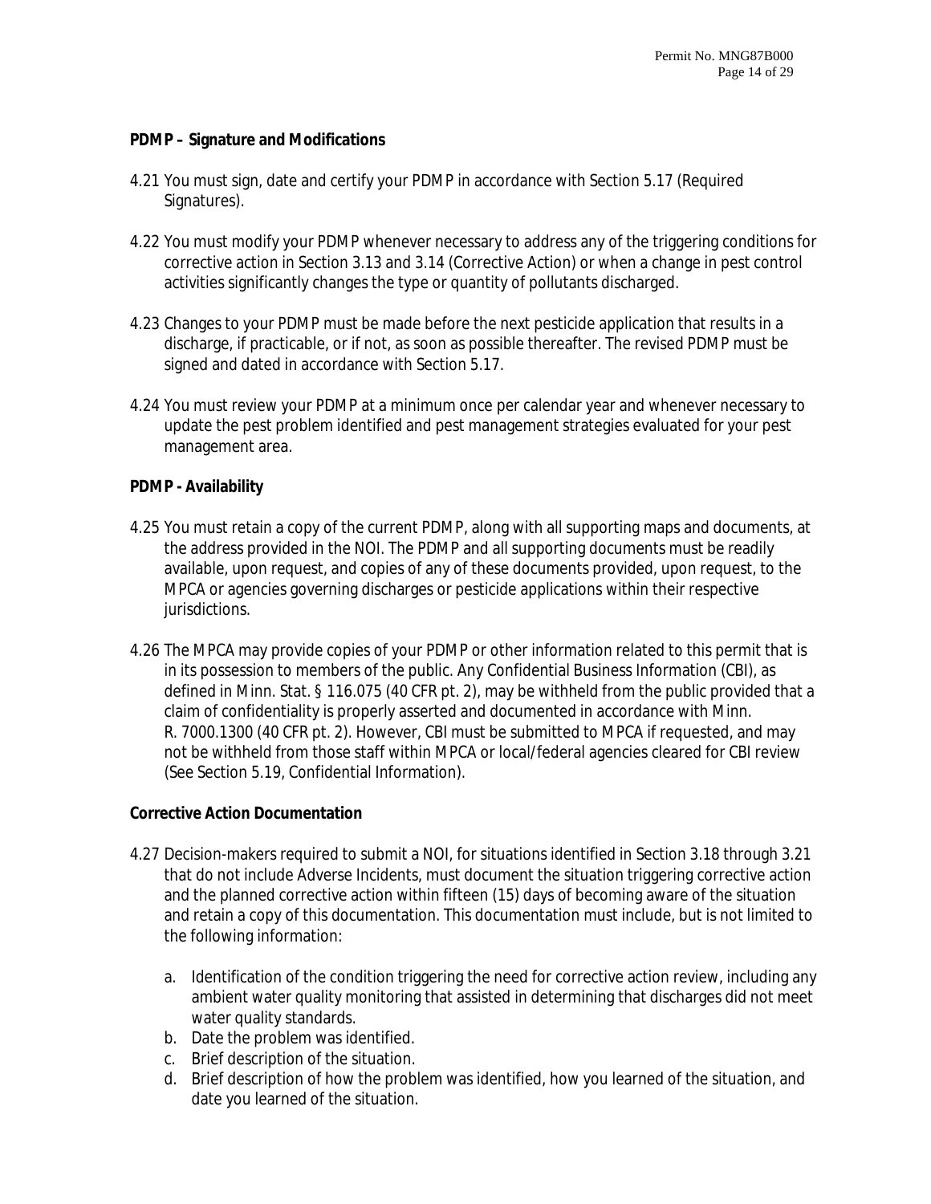**PDMP – Signature and Modifications**

4.21 You must sign, date and certify your PDMP in accordance with Section 5.17 (Required Signatures).

4.22 You must modify your PDMP whenever necessary to address any of the triggering conditions for corrective action in Section 3.13 and 3.14 (Corrective Action) or when a change in pest control activities significantly changes the type or quantity of pollutants discharged.

4.23 Changes to your PDMP must be made before the next pesticide application that results in a discharge, if practicable, or if not, as soon as possible thereafter. The revised PDMP must be signed and dated in accordance with Section 5.17.

4.24 You must review your PDMP at a minimum once per calendar year and whenever necessary to update the pest problem identified and pest management strategies evaluated for your pest management area.

**PDMP - Availability**

4.25 You must retain a copy of the current PDMP, along with all supporting maps and documents, at the address provided in the NOI. The PDMP and all supporting documents must be readily available, upon request, and copies of any of these documents provided, upon request, to the MPCA or agencies governing discharges or pesticide applications within their respective jurisdictions.

4.26 The MPCA may provide copies of your PDMP or other information related to this permit that is in its possession to members of the public. Any Confidential Business Information (CBI), as defined in Minn. Stat. § 116.075 (40 CFR pt. 2), may be withheld from the public provided that a claim of confidentiality is properly asserted and documented in accordance with Minn. R. 7000.1300 (40 CFR pt. 2). However, CBI must be submitted to MPCA if requested, and may not be withheld from those staff within MPCA or local/federal agencies cleared for CBI review (See Section 5.19, Confidential Information).

**Corrective Action Documentation**

4.27 Decision-makers required to submit a NOI, for situations identified in Section 3.18 through 3.21 that do not include Adverse Incidents, must document the situation triggering corrective action and the planned corrective action within fifteen (15) days of becoming aware of the situation and retain a copy of this documentation. This documentation must include, but is not limited to the following information:

a. Identification of the condition triggering the need for corrective action review, including any ambient water quality monitoring that assisted in determining that discharges did not meet water quality standards.
b. Date the problem was identified.
c. Brief description of the situation.
d. Brief description of how the problem was identified, how you learned of the situation, and date you learned of the situation.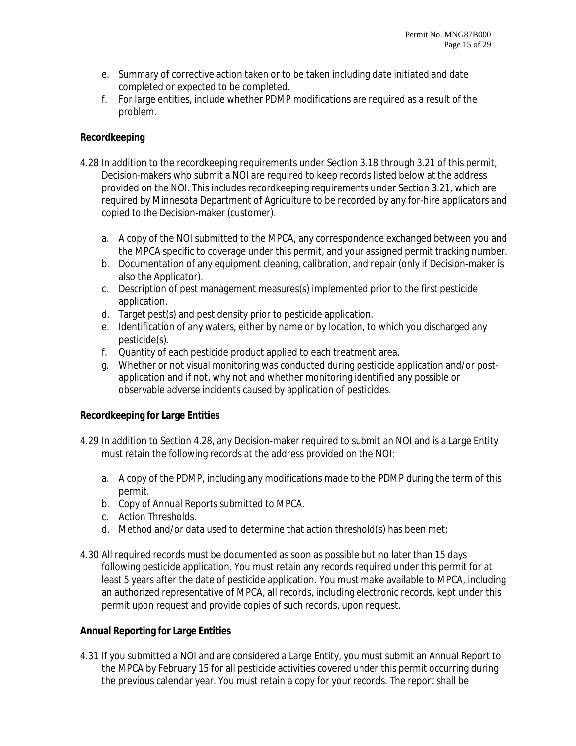e. Summary of corrective action taken or to be taken including date initiated and date completed or expected to be completed.
f. For large entities, include whether PDMP modifications are required as a result of the problem.

**Recordkeeping**

4.28 In addition to the recordkeeping requirements under Section 3.18 through 3.21 of this permit, Decision-makers who submit a NOI are required to keep records listed below at the address provided on the NOI. This includes recordkeeping requirements under Section 3.21, which are required by Minnesota Department of Agriculture to be recorded by any for-hire applicators and copied to the Decision-maker (customer).

a. A copy of the NOI submitted to the MPCA, any correspondence exchanged between you and the MPCA specific to coverage under this permit, and your assigned permit tracking number.
b. Documentation of any equipment cleaning, calibration, and repair (only if Decision-maker is also the Applicator).
c. Description of pest management measures(s) implemented prior to the first pesticide application.
d. Target pest(s) and pest density prior to pesticide application.
e. Identification of any waters, either by name or by location, to which you discharged any pesticide(s).
f. Quantity of each pesticide product applied to each treatment area.
g. Whether or not visual monitoring was conducted during pesticide application and/or post-application and if not, why not and whether monitoring identified any possible or observable adverse incidents caused by application of pesticides.

**Recordkeeping for Large Entities**

4.29 In addition to Section 4.28, any Decision-maker required to submit an NOI and is a Large Entity must retain the following records at the address provided on the NOI:

a. A copy of the PDMP, including any modifications made to the PDMP during the term of this permit.
b. Copy of Annual Reports submitted to MPCA.
c. Action Thresholds.
d. Method and/or data used to determine that action threshold(s) has been met;

4.30 All required records must be documented as soon as possible but no later than 15 days following pesticide application. You must retain any records required under this permit for at least 5 years after the date of pesticide application. You must make available to MPCA, including an authorized representative of MPCA, all records, including electronic records, kept under this permit upon request and provide copies of such records, upon request.

**Annual Reporting for Large Entities**

4.31 If you submitted a NOI and are considered a Large Entity, you must submit an Annual Report to the MPCA by February 15 for all pesticide activities covered under this permit occurring during the previous calendar year. You must retain a copy for your records. The report shall be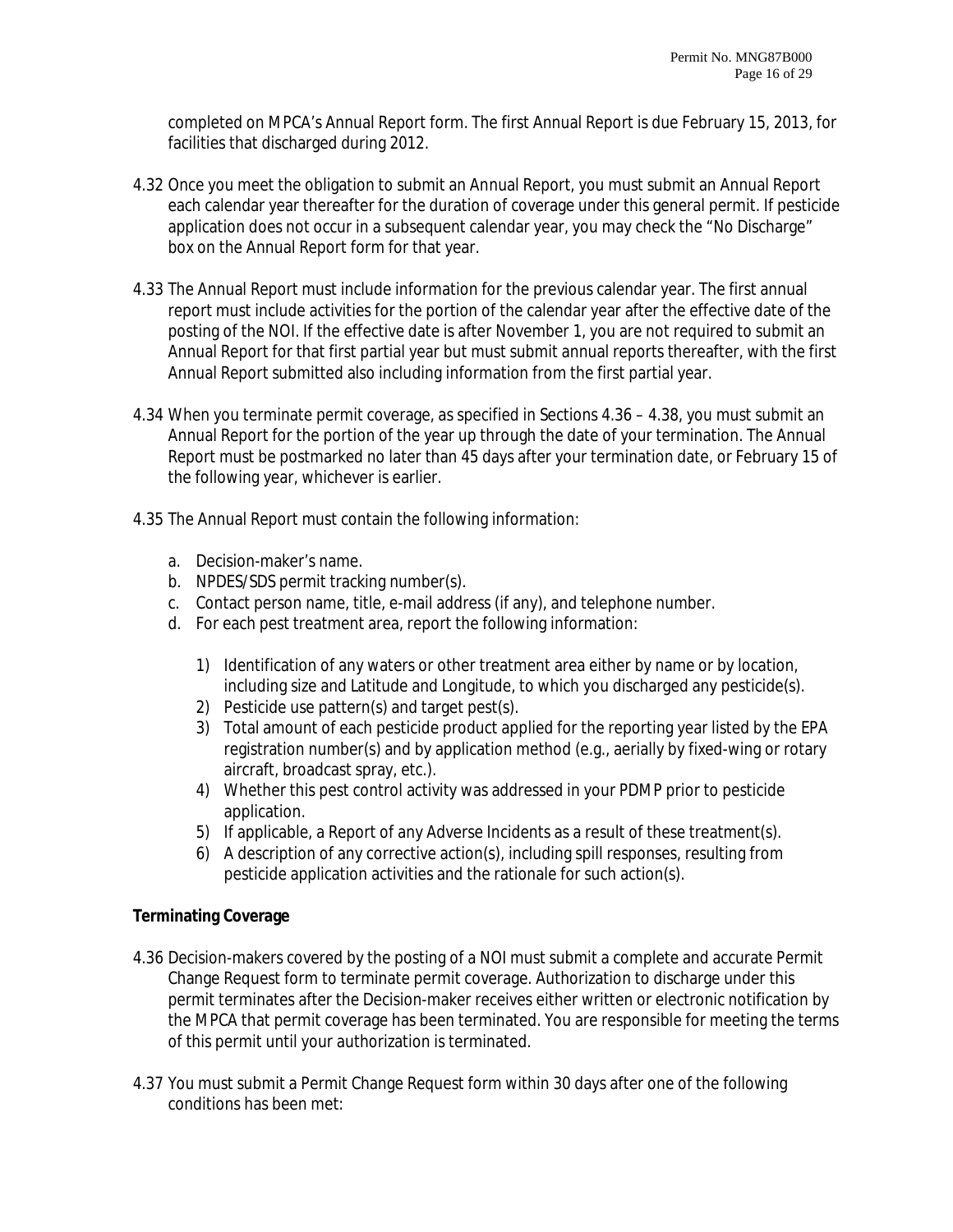completed on MPCA's Annual Report form. The first Annual Report is due February 15, 2013, for facilities that discharged during 2012.

4.32 Once you meet the obligation to submit an Annual Report, you must submit an Annual Report each calendar year thereafter for the duration of coverage under this general permit. If pesticide application does not occur in a subsequent calendar year, you may check the "No Discharge" box on the Annual Report form for that year.

4.33 The Annual Report must include information for the previous calendar year. The first annual report must include activities for the portion of the calendar year after the effective date of the posting of the NOI. If the effective date is after November 1, you are not required to submit an Annual Report for that first partial year but must submit annual reports thereafter, with the first Annual Report submitted also including information from the first partial year.

4.34 When you terminate permit coverage, as specified in Sections 4.36 – 4.38, you must submit an Annual Report for the portion of the year up through the date of your termination. The Annual Report must be postmarked no later than 45 days after your termination date, or February 15 of the following year, whichever is earlier.

4.35 The Annual Report must contain the following information:

a. Decision-maker's name.
b. NPDES/SDS permit tracking number(s).
c. Contact person name, title, e-mail address (if any), and telephone number.
d. For each pest treatment area, report the following information:

    1) Identification of any waters or other treatment area either by name or by location, including size and Latitude and Longitude, to which you discharged any pesticide(s).
    2) Pesticide use pattern(s) and target pest(s).
    3) Total amount of each pesticide product applied for the reporting year listed by the EPA registration number(s) and by application method (e.g., aerially by fixed-wing or rotary aircraft, broadcast spray, etc.).
    4) Whether this pest control activity was addressed in your PDMP prior to pesticide application.
    5) If applicable, a Report of any Adverse Incidents as a result of these treatment(s).
    6) A description of any corrective action(s), including spill responses, resulting from pesticide application activities and the rationale for such action(s).

**Terminating Coverage**

4.36 Decision-makers covered by the posting of a NOI must submit a complete and accurate Permit Change Request form to terminate permit coverage. Authorization to discharge under this permit terminates after the Decision-maker receives either written or electronic notification by the MPCA that permit coverage has been terminated. You are responsible for meeting the terms of this permit until your authorization is terminated.

4.37 You must submit a Permit Change Request form within 30 days after one of the following conditions has been met: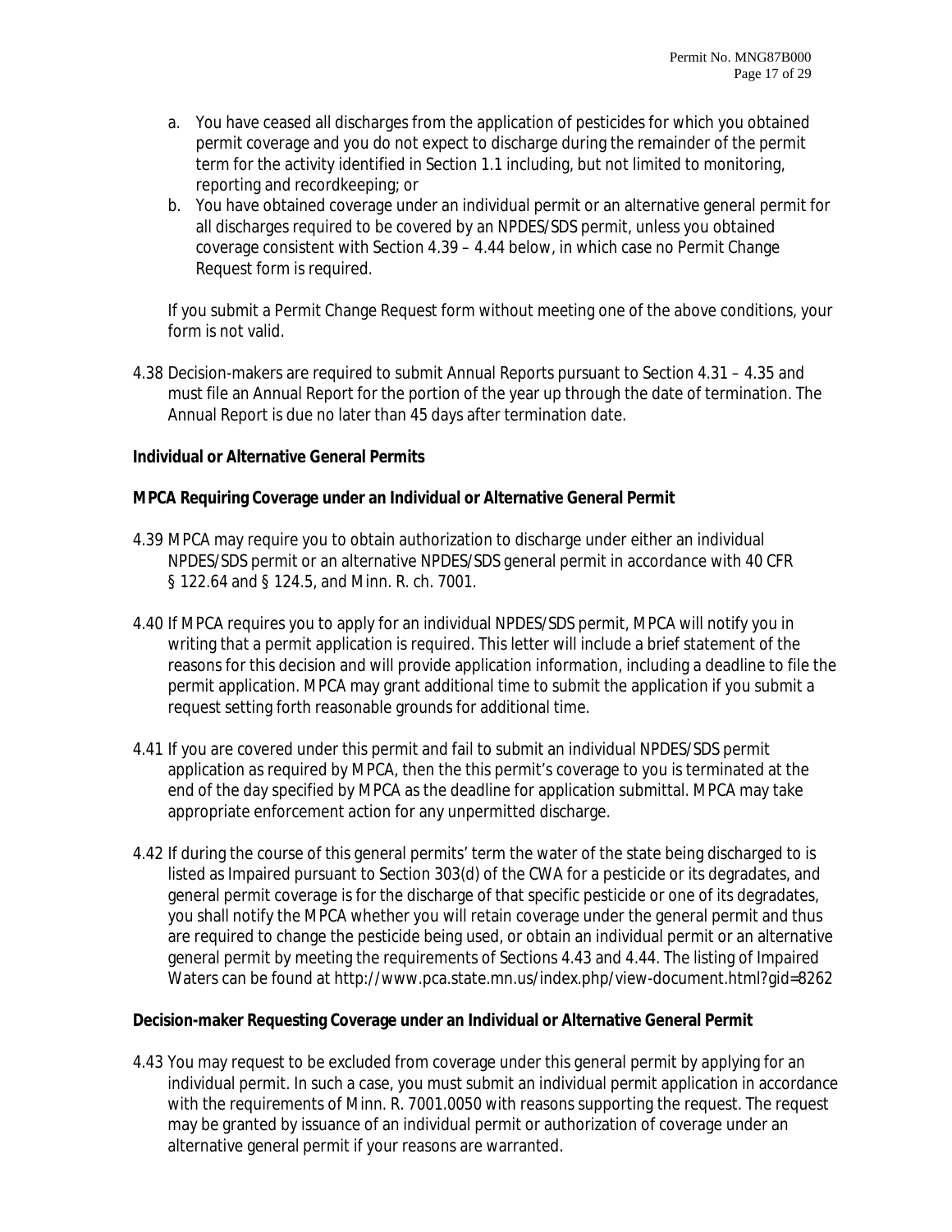a. You have ceased all discharges from the application of pesticides for which you obtained permit coverage and you do not expect to discharge during the remainder of the permit term for the activity identified in Section 1.1 including, but not limited to monitoring, reporting and recordkeeping; or
b. You have obtained coverage under an individual permit or an alternative general permit for all discharges required to be covered by an NPDES/SDS permit, unless you obtained coverage consistent with Section 4.39 – 4.44 below, in which case no Permit Change Request form is required.

If you submit a Permit Change Request form without meeting one of the above conditions, your form is not valid.

4.38 Decision-makers are required to submit Annual Reports pursuant to Section 4.31 – 4.35 and must file an Annual Report for the portion of the year up through the date of termination. The Annual Report is due no later than 45 days after termination date.

**Individual or Alternative General Permits**

**MPCA Requiring Coverage under an Individual or Alternative General Permit**

4.39 MPCA may require you to obtain authorization to discharge under either an individual NPDES/SDS permit or an alternative NPDES/SDS general permit in accordance with 40 CFR § 122.64 and § 124.5, and Minn. R. ch. 7001.

4.40 If MPCA requires you to apply for an individual NPDES/SDS permit, MPCA will notify you in writing that a permit application is required. This letter will include a brief statement of the reasons for this decision and will provide application information, including a deadline to file the permit application. MPCA may grant additional time to submit the application if you submit a request setting forth reasonable grounds for additional time.

4.41 If you are covered under this permit and fail to submit an individual NPDES/SDS permit application as required by MPCA, then the this permit's coverage to you is terminated at the end of the day specified by MPCA as the deadline for application submittal. MPCA may take appropriate enforcement action for any unpermitted discharge.

4.42 If during the course of this general permits' term the water of the state being discharged to is listed as Impaired pursuant to Section 303(d) of the CWA for a pesticide or its degradates, and general permit coverage is for the discharge of that specific pesticide or one of its degradates, you shall notify the MPCA whether you will retain coverage under the general permit and thus are required to change the pesticide being used, or obtain an individual permit or an alternative general permit by meeting the requirements of Sections 4.43 and 4.44. The listing of Impaired Waters can be found at http://www.pca.state.mn.us/index.php/view-document.html?gid=8262

**Decision-maker Requesting Coverage under an Individual or Alternative General Permit**

4.43 You may request to be excluded from coverage under this general permit by applying for an individual permit. In such a case, you must submit an individual permit application in accordance with the requirements of Minn. R. 7001.0050 with reasons supporting the request. The request may be granted by issuance of an individual permit or authorization of coverage under an alternative general permit if your reasons are warranted.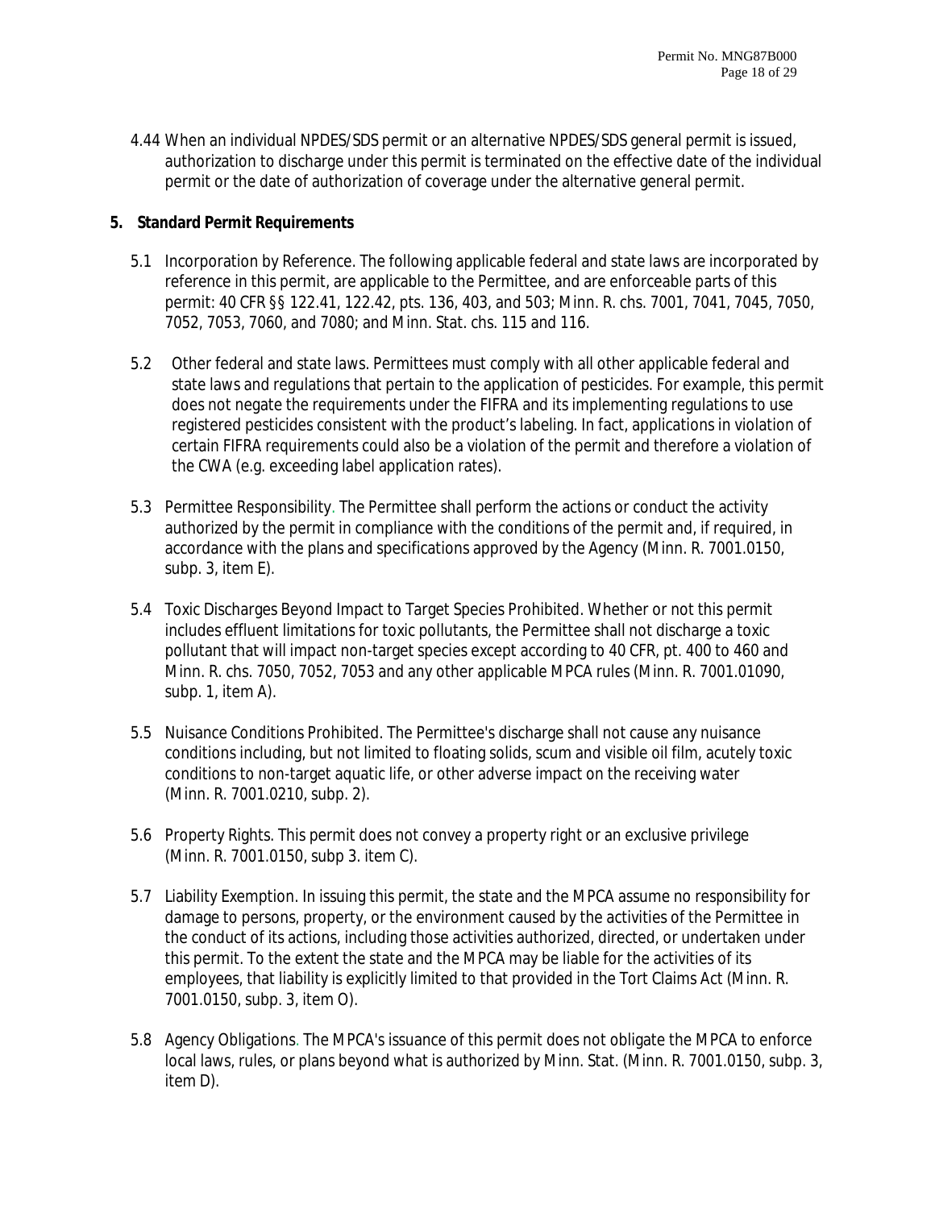4.44 When an individual NPDES/SDS permit or an alternative NPDES/SDS general permit is issued, authorization to discharge under this permit is terminated on the effective date of the individual permit or the date of authorization of coverage under the alternative general permit.

## 5. Standard Permit Requirements

5.1 Incorporation by Reference. The following applicable federal and state laws are incorporated by reference in this permit, are applicable to the Permittee, and are enforceable parts of this permit: 40 CFR §§ 122.41, 122.42, pts. 136, 403, and 503; Minn. R. chs. 7001, 7041, 7045, 7050, 7052, 7053, 7060, and 7080; and Minn. Stat. chs. 115 and 116.

5.2 Other federal and state laws. Permittees must comply with all other applicable federal and state laws and regulations that pertain to the application of pesticides. For example, this permit does not negate the requirements under the FIFRA and its implementing regulations to use registered pesticides consistent with the product's labeling. In fact, applications in violation of certain FIFRA requirements could also be a violation of the permit and therefore a violation of the CWA (e.g. exceeding label application rates).

5.3 Permittee Responsibility. The Permittee shall perform the actions or conduct the activity authorized by the permit in compliance with the conditions of the permit and, if required, in accordance with the plans and specifications approved by the Agency (Minn. R. 7001.0150, subp. 3, item E).

5.4 Toxic Discharges Beyond Impact to Target Species Prohibited. Whether or not this permit includes effluent limitations for toxic pollutants, the Permittee shall not discharge a toxic pollutant that will impact non-target species except according to 40 CFR, pt. 400 to 460 and Minn. R. chs. 7050, 7052, 7053 and any other applicable MPCA rules (Minn. R. 7001.01090, subp. 1, item A).

5.5 Nuisance Conditions Prohibited. The Permittee's discharge shall not cause any nuisance conditions including, but not limited to floating solids, scum and visible oil film, acutely toxic conditions to non-target aquatic life, or other adverse impact on the receiving water (Minn. R. 7001.0210, subp. 2).

5.6 Property Rights. This permit does not convey a property right or an exclusive privilege (Minn. R. 7001.0150, subp 3. item C).

5.7 Liability Exemption. In issuing this permit, the state and the MPCA assume no responsibility for damage to persons, property, or the environment caused by the activities of the Permittee in the conduct of its actions, including those activities authorized, directed, or undertaken under this permit. To the extent the state and the MPCA may be liable for the activities of its employees, that liability is explicitly limited to that provided in the Tort Claims Act (Minn. R. 7001.0150, subp. 3, item O).

5.8 Agency Obligations. The MPCA's issuance of this permit does not obligate the MPCA to enforce local laws, rules, or plans beyond what is authorized by Minn. Stat. (Minn. R. 7001.0150, subp. 3, item D).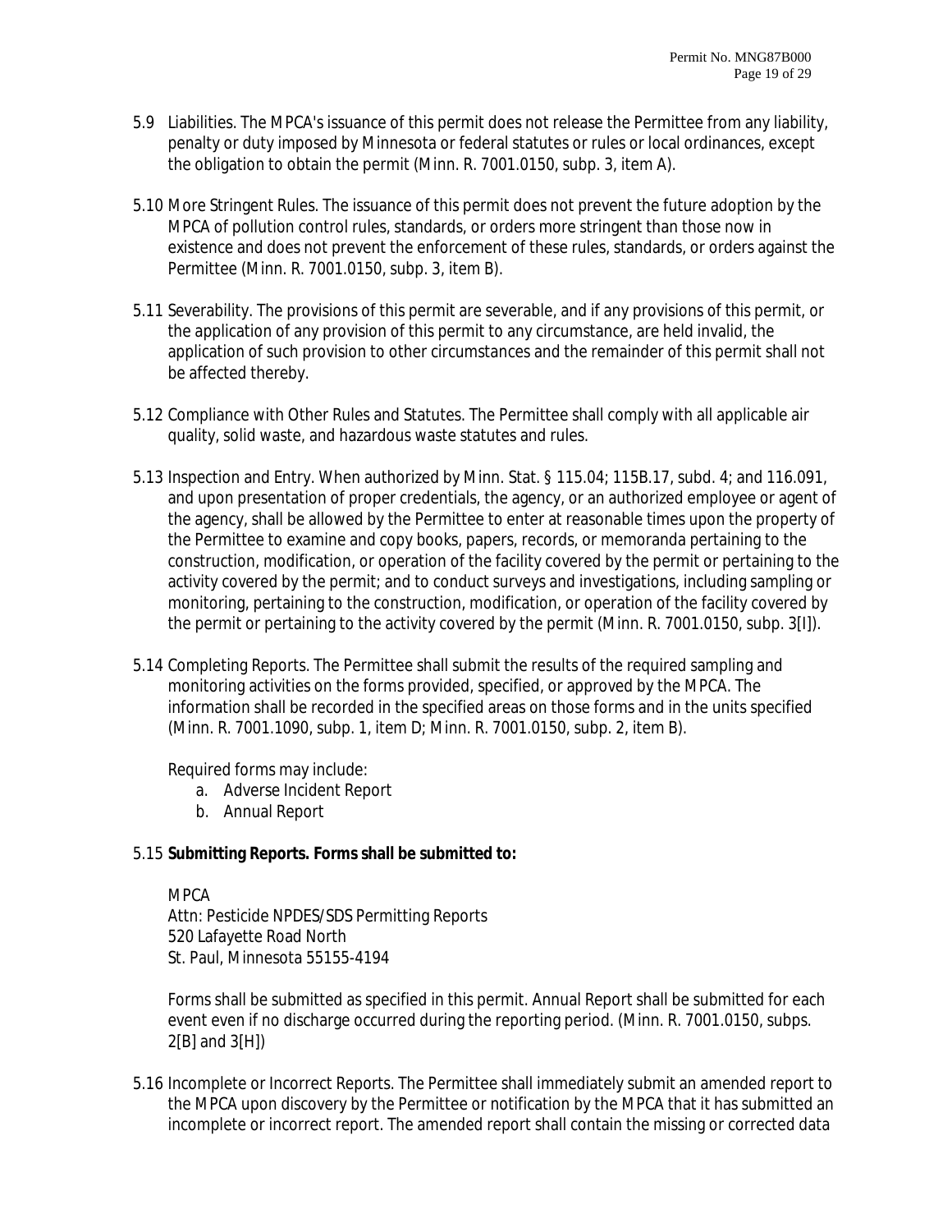5.9 Liabilities. The MPCA's issuance of this permit does not release the Permittee from any liability, penalty or duty imposed by Minnesota or federal statutes or rules or local ordinances, except the obligation to obtain the permit (Minn. R. 7001.0150, subp. 3, item A).

5.10 More Stringent Rules. The issuance of this permit does not prevent the future adoption by the MPCA of pollution control rules, standards, or orders more stringent than those now in existence and does not prevent the enforcement of these rules, standards, or orders against the Permittee (Minn. R. 7001.0150, subp. 3, item B).

5.11 Severability. The provisions of this permit are severable, and if any provisions of this permit, or the application of any provision of this permit to any circumstance, are held invalid, the application of such provision to other circumstances and the remainder of this permit shall not be affected thereby.

5.12 Compliance with Other Rules and Statutes. The Permittee shall comply with all applicable air quality, solid waste, and hazardous waste statutes and rules.

5.13 Inspection and Entry. When authorized by Minn. Stat. § 115.04; 115B.17, subd. 4; and 116.091, and upon presentation of proper credentials, the agency, or an authorized employee or agent of the agency, shall be allowed by the Permittee to enter at reasonable times upon the property of the Permittee to examine and copy books, papers, records, or memoranda pertaining to the construction, modification, or operation of the facility covered by the permit or pertaining to the activity covered by the permit; and to conduct surveys and investigations, including sampling or monitoring, pertaining to the construction, modification, or operation of the facility covered by the permit or pertaining to the activity covered by the permit (Minn. R. 7001.0150, subp. 3[I]).

5.14 Completing Reports. The Permittee shall submit the results of the required sampling and monitoring activities on the forms provided, specified, or approved by the MPCA. The information shall be recorded in the specified areas on those forms and in the units specified (Minn. R. 7001.1090, subp. 1, item D; Minn. R. 7001.0150, subp. 2, item B).

Required forms may include:

a. Adverse Incident Report
b. Annual Report

5.15 **Submitting Reports. Forms shall be submitted to:**

MPCA
Attn: Pesticide NPDES/SDS Permitting Reports
520 Lafayette Road North
St. Paul, Minnesota 55155-4194

Forms shall be submitted as specified in this permit. Annual Report shall be submitted for each event even if no discharge occurred during the reporting period. (Minn. R. 7001.0150, subps. 2[B] and 3[H])

5.16 Incomplete or Incorrect Reports. The Permittee shall immediately submit an amended report to the MPCA upon discovery by the Permittee or notification by the MPCA that it has submitted an incomplete or incorrect report. The amended report shall contain the missing or corrected data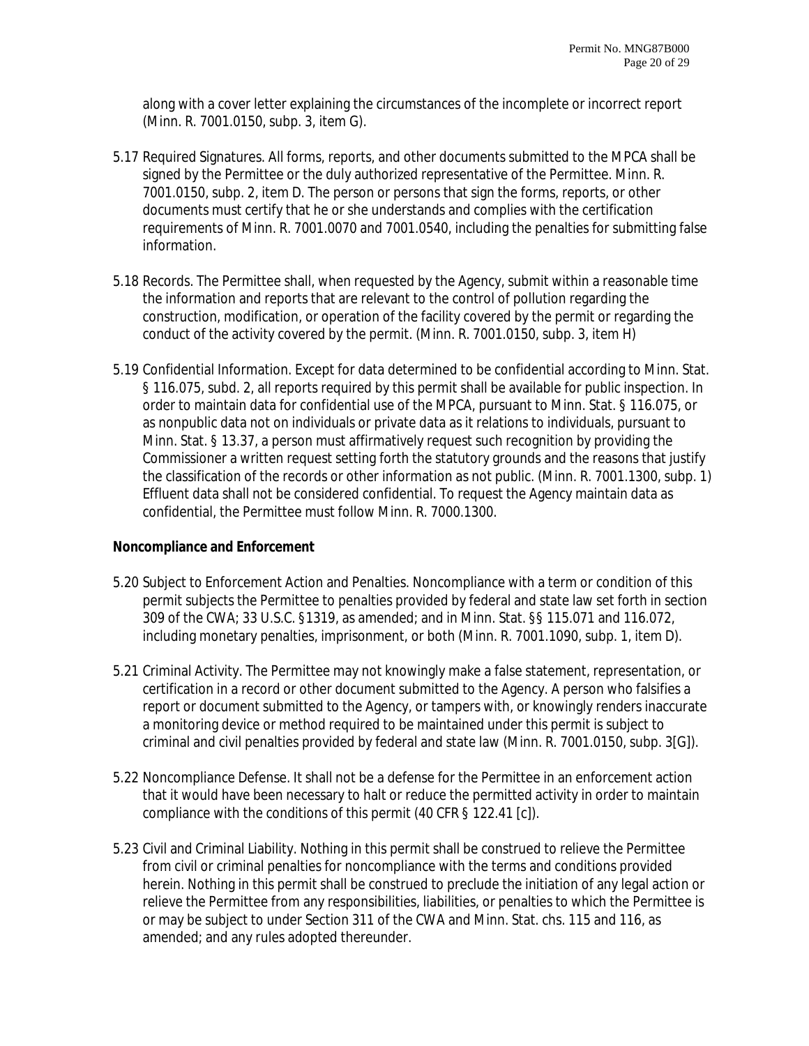along with a cover letter explaining the circumstances of the incomplete or incorrect report (Minn. R. 7001.0150, subp. 3, item G).

5.17 Required Signatures. All forms, reports, and other documents submitted to the MPCA shall be signed by the Permittee or the duly authorized representative of the Permittee. Minn. R. 7001.0150, subp. 2, item D. The person or persons that sign the forms, reports, or other documents must certify that he or she understands and complies with the certification requirements of Minn. R. 7001.0070 and 7001.0540, including the penalties for submitting false information.

5.18 Records. The Permittee shall, when requested by the Agency, submit within a reasonable time the information and reports that are relevant to the control of pollution regarding the construction, modification, or operation of the facility covered by the permit or regarding the conduct of the activity covered by the permit. (Minn. R. 7001.0150, subp. 3, item H)

5.19 Confidential Information. Except for data determined to be confidential according to Minn. Stat. § 116.075, subd. 2, all reports required by this permit shall be available for public inspection. In order to maintain data for confidential use of the MPCA, pursuant to Minn. Stat. § 116.075, or as nonpublic data not on individuals or private data as it relations to individuals, pursuant to Minn. Stat. § 13.37, a person must affirmatively request such recognition by providing the Commissioner a written request setting forth the statutory grounds and the reasons that justify the classification of the records or other information as not public. (Minn. R. 7001.1300, subp. 1) Effluent data shall not be considered confidential. To request the Agency maintain data as confidential, the Permittee must follow Minn. R. 7000.1300.

**Noncompliance and Enforcement**

5.20 Subject to Enforcement Action and Penalties. Noncompliance with a term or condition of this permit subjects the Permittee to penalties provided by federal and state law set forth in section 309 of the CWA; 33 U.S.C. §1319, as amended; and in Minn. Stat. §§ 115.071 and 116.072, including monetary penalties, imprisonment, or both (Minn. R. 7001.1090, subp. 1, item D).

5.21 Criminal Activity. The Permittee may not knowingly make a false statement, representation, or certification in a record or other document submitted to the Agency. A person who falsifies a report or document submitted to the Agency, or tampers with, or knowingly renders inaccurate a monitoring device or method required to be maintained under this permit is subject to criminal and civil penalties provided by federal and state law (Minn. R. 7001.0150, subp. 3[G]).

5.22 Noncompliance Defense. It shall not be a defense for the Permittee in an enforcement action that it would have been necessary to halt or reduce the permitted activity in order to maintain compliance with the conditions of this permit (40 CFR § 122.41 [c]).

5.23 Civil and Criminal Liability. Nothing in this permit shall be construed to relieve the Permittee from civil or criminal penalties for noncompliance with the terms and conditions provided herein. Nothing in this permit shall be construed to preclude the initiation of any legal action or relieve the Permittee from any responsibilities, liabilities, or penalties to which the Permittee is or may be subject to under Section 311 of the CWA and Minn. Stat. chs. 115 and 116, as amended; and any rules adopted thereunder.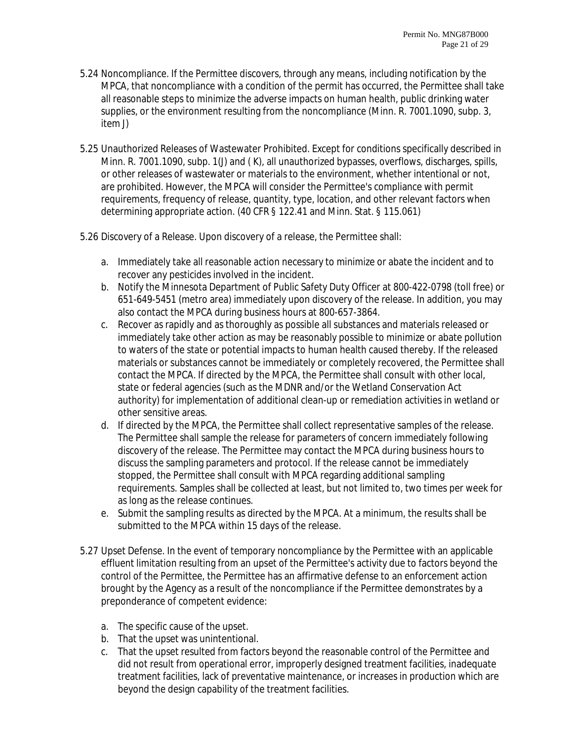5.24 Noncompliance. If the Permittee discovers, through any means, including notification by the MPCA, that noncompliance with a condition of the permit has occurred, the Permittee shall take all reasonable steps to minimize the adverse impacts on human health, public drinking water supplies, or the environment resulting from the noncompliance (Minn. R. 7001.1090, subp. 3, item J)

5.25 Unauthorized Releases of Wastewater Prohibited. Except for conditions specifically described in Minn. R. 7001.1090, subp. 1(J) and ( K), all unauthorized bypasses, overflows, discharges, spills, or other releases of wastewater or materials to the environment, whether intentional or not, are prohibited. However, the MPCA will consider the Permittee's compliance with permit requirements, frequency of release, quantity, type, location, and other relevant factors when determining appropriate action. (40 CFR § 122.41 and Minn. Stat. § 115.061)

5.26 Discovery of a Release. Upon discovery of a release, the Permittee shall:

a. Immediately take all reasonable action necessary to minimize or abate the incident and to recover any pesticides involved in the incident.
b. Notify the Minnesota Department of Public Safety Duty Officer at 800-422-0798 (toll free) or 651-649-5451 (metro area) immediately upon discovery of the release. In addition, you may also contact the MPCA during business hours at 800-657-3864.
c. Recover as rapidly and as thoroughly as possible all substances and materials released or immediately take other action as may be reasonably possible to minimize or abate pollution to waters of the state or potential impacts to human health caused thereby. If the released materials or substances cannot be immediately or completely recovered, the Permittee shall contact the MPCA. If directed by the MPCA, the Permittee shall consult with other local, state or federal agencies (such as the MDNR and/or the Wetland Conservation Act authority) for implementation of additional clean-up or remediation activities in wetland or other sensitive areas.
d. If directed by the MPCA, the Permittee shall collect representative samples of the release. The Permittee shall sample the release for parameters of concern immediately following discovery of the release. The Permittee may contact the MPCA during business hours to discuss the sampling parameters and protocol. If the release cannot be immediately stopped, the Permittee shall consult with MPCA regarding additional sampling requirements. Samples shall be collected at least, but not limited to, two times per week for as long as the release continues.
e. Submit the sampling results as directed by the MPCA. At a minimum, the results shall be submitted to the MPCA within 15 days of the release.

5.27 Upset Defense. In the event of temporary noncompliance by the Permittee with an applicable effluent limitation resulting from an upset of the Permittee's activity due to factors beyond the control of the Permittee, the Permittee has an affirmative defense to an enforcement action brought by the Agency as a result of the noncompliance if the Permittee demonstrates by a preponderance of competent evidence:

a. The specific cause of the upset.
b. That the upset was unintentional.
c. That the upset resulted from factors beyond the reasonable control of the Permittee and did not result from operational error, improperly designed treatment facilities, inadequate treatment facilities, lack of preventative maintenance, or increases in production which are beyond the design capability of the treatment facilities.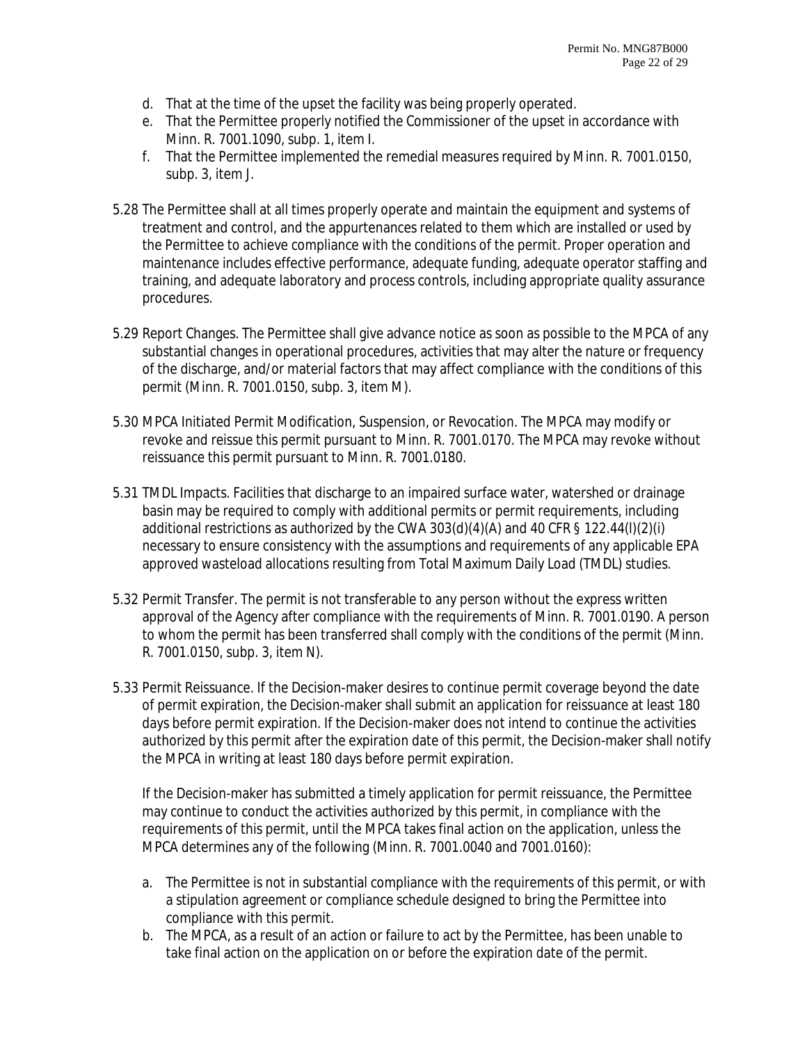d. That at the time of the upset the facility was being properly operated.
e. That the Permittee properly notified the Commissioner of the upset in accordance with Minn. R. 7001.1090, subp. 1, item I.
f. That the Permittee implemented the remedial measures required by Minn. R. 7001.0150, subp. 3, item J.

5.28 The Permittee shall at all times properly operate and maintain the equipment and systems of treatment and control, and the appurtenances related to them which are installed or used by the Permittee to achieve compliance with the conditions of the permit. Proper operation and maintenance includes effective performance, adequate funding, adequate operator staffing and training, and adequate laboratory and process controls, including appropriate quality assurance procedures.

5.29 Report Changes. The Permittee shall give advance notice as soon as possible to the MPCA of any substantial changes in operational procedures, activities that may alter the nature or frequency of the discharge, and/or material factors that may affect compliance with the conditions of this permit (Minn. R. 7001.0150, subp. 3, item M).

5.30 MPCA Initiated Permit Modification, Suspension, or Revocation. The MPCA may modify or revoke and reissue this permit pursuant to Minn. R. 7001.0170. The MPCA may revoke without reissuance this permit pursuant to Minn. R. 7001.0180.

5.31 TMDL Impacts. Facilities that discharge to an impaired surface water, watershed or drainage basin may be required to comply with additional permits or permit requirements, including additional restrictions as authorized by the CWA 303(d)(4)(A) and 40 CFR § 122.44(l)(2)(i) necessary to ensure consistency with the assumptions and requirements of any applicable EPA approved wasteload allocations resulting from Total Maximum Daily Load (TMDL) studies.

5.32 Permit Transfer. The permit is not transferable to any person without the express written approval of the Agency after compliance with the requirements of Minn. R. 7001.0190. A person to whom the permit has been transferred shall comply with the conditions of the permit (Minn. R. 7001.0150, subp. 3, item N).

5.33 Permit Reissuance. If the Decision-maker desires to continue permit coverage beyond the date of permit expiration, the Decision-maker shall submit an application for reissuance at least 180 days before permit expiration. If the Decision-maker does not intend to continue the activities authorized by this permit after the expiration date of this permit, the Decision-maker shall notify the MPCA in writing at least 180 days before permit expiration.

If the Decision-maker has submitted a timely application for permit reissuance, the Permittee may continue to conduct the activities authorized by this permit, in compliance with the requirements of this permit, until the MPCA takes final action on the application, unless the MPCA determines any of the following (Minn. R. 7001.0040 and 7001.0160):

a. The Permittee is not in substantial compliance with the requirements of this permit, or with a stipulation agreement or compliance schedule designed to bring the Permittee into compliance with this permit.
b. The MPCA, as a result of an action or failure to act by the Permittee, has been unable to take final action on the application on or before the expiration date of the permit.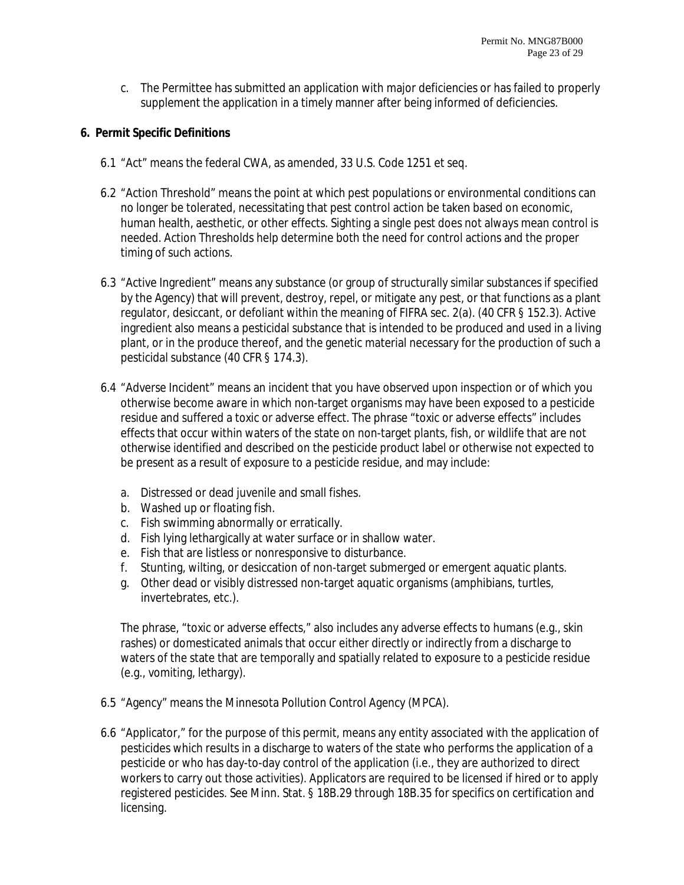c. The Permittee has submitted an application with major deficiencies or has failed to properly supplement the application in a timely manner after being informed of deficiencies.

## 6. Permit Specific Definitions

6.1 "Act" means the federal CWA, as amended, 33 U.S. Code 1251 et seq.

6.2 "Action Threshold" means the point at which pest populations or environmental conditions can no longer be tolerated, necessitating that pest control action be taken based on economic, human health, aesthetic, or other effects. Sighting a single pest does not always mean control is needed. Action Thresholds help determine both the need for control actions and the proper timing of such actions.

6.3 "Active Ingredient" means any substance (or group of structurally similar substances if specified by the Agency) that will prevent, destroy, repel, or mitigate any pest, or that functions as a plant regulator, desiccant, or defoliant within the meaning of FIFRA sec. 2(a). (40 CFR § 152.3). Active ingredient also means a pesticidal substance that is intended to be produced and used in a living plant, or in the produce thereof, and the genetic material necessary for the production of such a pesticidal substance (40 CFR § 174.3).

6.4 "Adverse Incident" means an incident that you have observed upon inspection or of which you otherwise become aware in which non-target organisms may have been exposed to a pesticide residue and suffered a toxic or adverse effect. The phrase "toxic or adverse effects" includes effects that occur within waters of the state on non-target plants, fish, or wildlife that are not otherwise identified and described on the pesticide product label or otherwise not expected to be present as a result of exposure to a pesticide residue, and may include:

a. Distressed or dead juvenile and small fishes.
b. Washed up or floating fish.
c. Fish swimming abnormally or erratically.
d. Fish lying lethargically at water surface or in shallow water.
e. Fish that are listless or nonresponsive to disturbance.
f. Stunting, wilting, or desiccation of non-target submerged or emergent aquatic plants.
g. Other dead or visibly distressed non-target aquatic organisms (amphibians, turtles, invertebrates, etc.).

The phrase, "toxic or adverse effects," also includes any adverse effects to humans (e.g., skin rashes) or domesticated animals that occur either directly or indirectly from a discharge to waters of the state that are temporally and spatially related to exposure to a pesticide residue (e.g., vomiting, lethargy).

6.5 "Agency" means the Minnesota Pollution Control Agency (MPCA).

6.6 "Applicator," for the purpose of this permit, means any entity associated with the application of pesticides which results in a discharge to waters of the state who performs the application of a pesticide or who has day-to-day control of the application (i.e., they are authorized to direct workers to carry out those activities). Applicators are required to be licensed if hired or to apply registered pesticides. See Minn. Stat. § 18B.29 through 18B.35 for specifics on certification and licensing.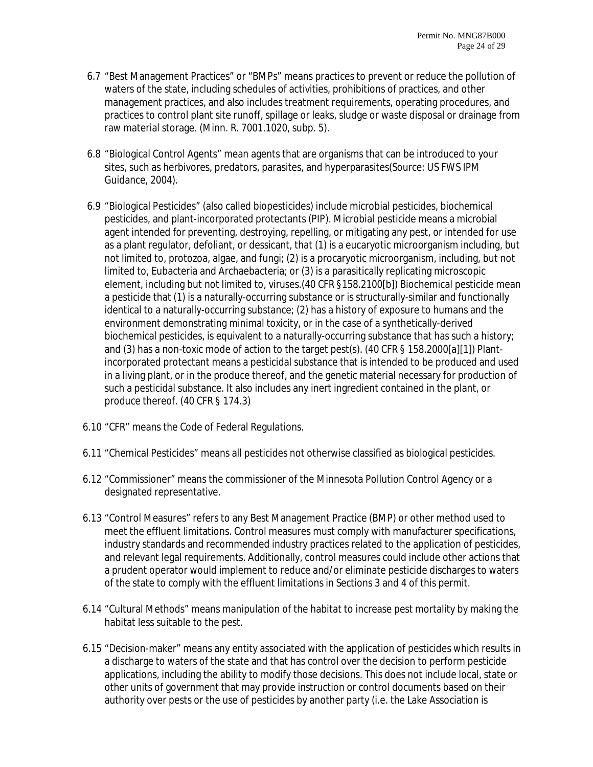6.7 "Best Management Practices" or "BMPs" means practices to prevent or reduce the pollution of waters of the state, including schedules of activities, prohibitions of practices, and other management practices, and also includes treatment requirements, operating procedures, and practices to control plant site runoff, spillage or leaks, sludge or waste disposal or drainage from raw material storage. (Minn. R. 7001.1020, subp. 5).

6.8 "Biological Control Agents" mean agents that are organisms that can be introduced to your sites, such as herbivores, predators, parasites, and hyperparasites(Source: US FWS IPM Guidance, 2004).

6.9 "Biological Pesticides" (also called biopesticides) include microbial pesticides, biochemical pesticides, and plant-incorporated protectants (PIP). Microbial pesticide means a microbial agent intended for preventing, destroying, repelling, or mitigating any pest, or intended for use as a plant regulator, defoliant, or dessicant, that (1) is a eucaryotic microorganism including, but not limited to, protozoa, algae, and fungi; (2) is a procaryotic microorganism, including, but not limited to, Eubacteria and Archaebacteria; or (3) is a parasitically replicating microscopic element, including but not limited to, viruses.(40 CFR §158.2100[b]) Biochemical pesticide mean a pesticide that (1) is a naturally-occurring substance or is structurally-similar and functionally identical to a naturally-occurring substance; (2) has a history of exposure to humans and the environment demonstrating minimal toxicity, or in the case of a synthetically-derived biochemical pesticides, is equivalent to a naturally-occurring substance that has such a history; and (3) has a non-toxic mode of action to the target pest(s). (40 CFR § 158.2000[a][1]) Plant-incorporated protectant means a pesticidal substance that is intended to be produced and used in a living plant, or in the produce thereof, and the genetic material necessary for production of such a pesticidal substance. It also includes any inert ingredient contained in the plant, or produce thereof. (40 CFR § 174.3)

6.10 "CFR" means the Code of Federal Regulations.

6.11 "Chemical Pesticides" means all pesticides not otherwise classified as biological pesticides.

6.12 "Commissioner" means the commissioner of the Minnesota Pollution Control Agency or a designated representative.

6.13 "Control Measures" refers to any Best Management Practice (BMP) or other method used to meet the effluent limitations. Control measures must comply with manufacturer specifications, industry standards and recommended industry practices related to the application of pesticides, and relevant legal requirements. Additionally, control measures could include other actions that a prudent operator would implement to reduce and/or eliminate pesticide discharges to waters of the state to comply with the effluent limitations in Sections 3 and 4 of this permit.

6.14 "Cultural Methods" means manipulation of the habitat to increase pest mortality by making the habitat less suitable to the pest.

6.15 "Decision-maker" means any entity associated with the application of pesticides which results in a discharge to waters of the state and that has control over the decision to perform pesticide applications, including the ability to modify those decisions. This does not include local, state or other units of government that may provide instruction or control documents based on their authority over pests or the use of pesticides by another party (i.e. the Lake Association is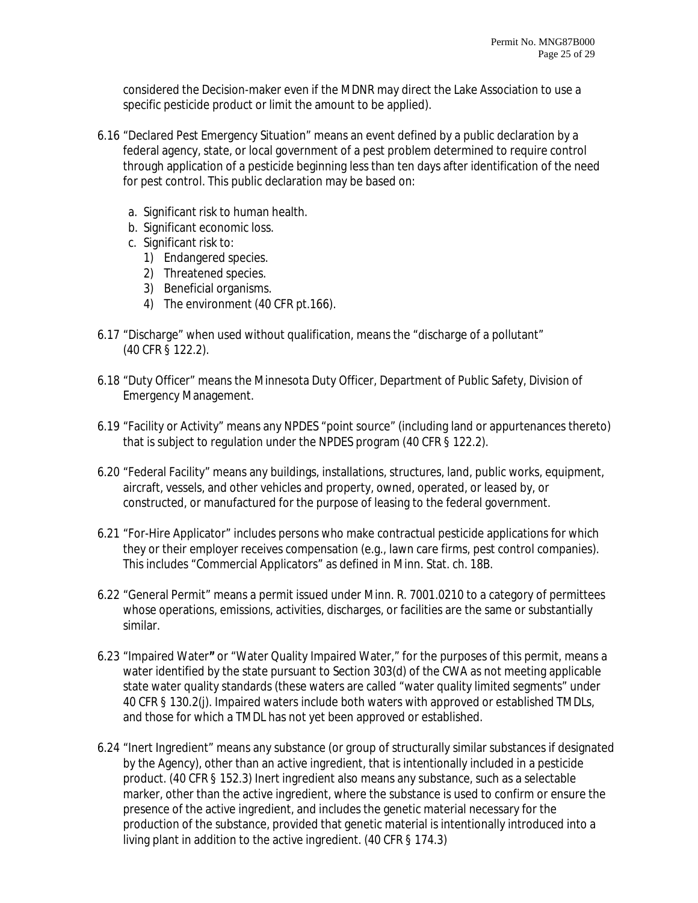considered the Decision-maker even if the MDNR may direct the Lake Association to use a specific pesticide product or limit the amount to be applied).

6.16 "Declared Pest Emergency Situation" means an event defined by a public declaration by a federal agency, state, or local government of a pest problem determined to require control through application of a pesticide beginning less than ten days after identification of the need for pest control. This public declaration may be based on:

a. Significant risk to human health.
b. Significant economic loss.
c. Significant risk to:
   1) Endangered species.
   2) Threatened species.
   3) Beneficial organisms.
   4) The environment (40 CFR pt.166).

6.17 "Discharge" when used without qualification, means the "discharge of a pollutant" (40 CFR § 122.2).

6.18 "Duty Officer" means the Minnesota Duty Officer, Department of Public Safety, Division of Emergency Management.

6.19 "Facility or Activity" means any NPDES "point source" (including land or appurtenances thereto) that is subject to regulation under the NPDES program (40 CFR § 122.2).

6.20 "Federal Facility" means any buildings, installations, structures, land, public works, equipment, aircraft, vessels, and other vehicles and property, owned, operated, or leased by, or constructed, or manufactured for the purpose of leasing to the federal government.

6.21 "For-Hire Applicator" includes persons who make contractual pesticide applications for which they or their employer receives compensation (e.g., lawn care firms, pest control companies). This includes "Commercial Applicators" as defined in Minn. Stat. ch. 18B.

6.22 "General Permit" means a permit issued under Minn. R. 7001.0210 to a category of permittees whose operations, emissions, activities, discharges, or facilities are the same or substantially similar.

6.23 "Impaired Water**"** or "Water Quality Impaired Water," for the purposes of this permit, means a water identified by the state pursuant to Section 303(d) of the CWA as not meeting applicable state water quality standards (these waters are called "water quality limited segments" under 40 CFR § 130.2(j). Impaired waters include both waters with approved or established TMDLs, and those for which a TMDL has not yet been approved or established.

6.24 "Inert Ingredient" means any substance (or group of structurally similar substances if designated by the Agency), other than an active ingredient, that is intentionally included in a pesticide product. (40 CFR § 152.3) Inert ingredient also means any substance, such as a selectable marker, other than the active ingredient, where the substance is used to confirm or ensure the presence of the active ingredient, and includes the genetic material necessary for the production of the substance, provided that genetic material is intentionally introduced into a living plant in addition to the active ingredient. (40 CFR § 174.3)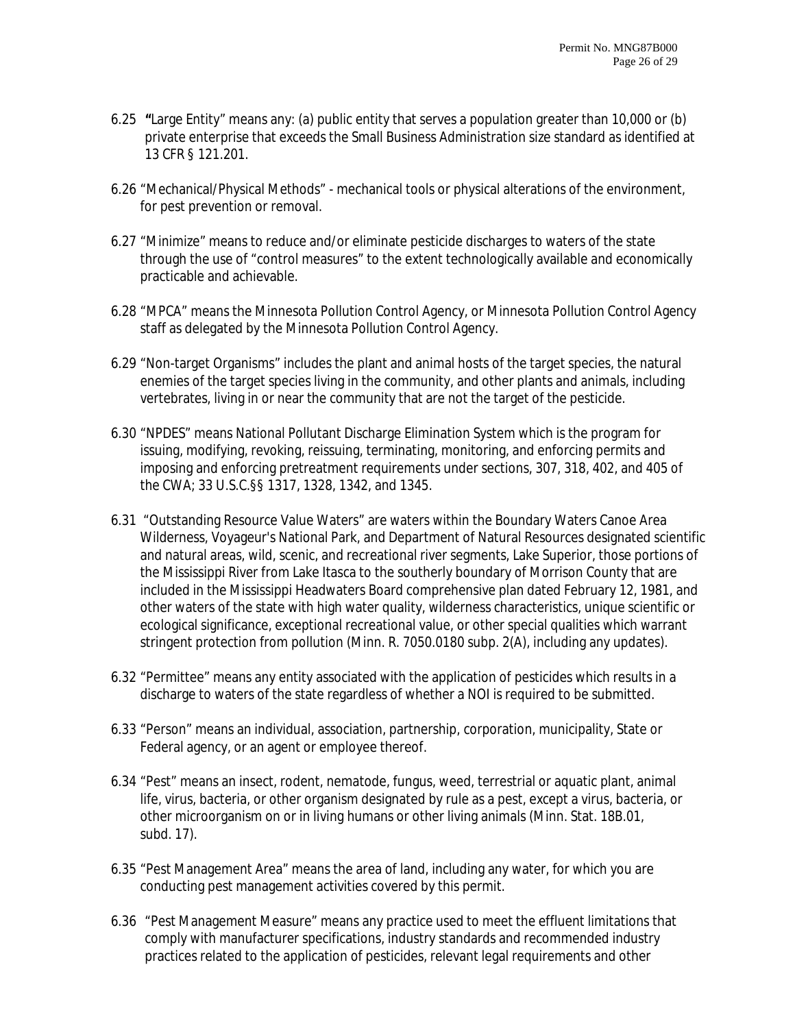6.25 "Large Entity" means any: (a) public entity that serves a population greater than 10,000 or (b) private enterprise that exceeds the Small Business Administration size standard as identified at 13 CFR § 121.201.

6.26 "Mechanical/Physical Methods" - mechanical tools or physical alterations of the environment, for pest prevention or removal.

6.27 "Minimize" means to reduce and/or eliminate pesticide discharges to waters of the state through the use of "control measures" to the extent technologically available and economically practicable and achievable.

6.28 "MPCA" means the Minnesota Pollution Control Agency, or Minnesota Pollution Control Agency staff as delegated by the Minnesota Pollution Control Agency.

6.29 "Non-target Organisms" includes the plant and animal hosts of the target species, the natural enemies of the target species living in the community, and other plants and animals, including vertebrates, living in or near the community that are not the target of the pesticide.

6.30 "NPDES" means National Pollutant Discharge Elimination System which is the program for issuing, modifying, revoking, reissuing, terminating, monitoring, and enforcing permits and imposing and enforcing pretreatment requirements under sections, 307, 318, 402, and 405 of the CWA; 33 U.S.C.§§ 1317, 1328, 1342, and 1345.

6.31 "Outstanding Resource Value Waters" are waters within the Boundary Waters Canoe Area Wilderness, Voyageur's National Park, and Department of Natural Resources designated scientific and natural areas, wild, scenic, and recreational river segments, Lake Superior, those portions of the Mississippi River from Lake Itasca to the southerly boundary of Morrison County that are included in the Mississippi Headwaters Board comprehensive plan dated February 12, 1981, and other waters of the state with high water quality, wilderness characteristics, unique scientific or ecological significance, exceptional recreational value, or other special qualities which warrant stringent protection from pollution (Minn. R. 7050.0180 subp. 2(A), including any updates).

6.32 "Permittee" means any entity associated with the application of pesticides which results in a discharge to waters of the state regardless of whether a NOI is required to be submitted.

6.33 "Person" means an individual, association, partnership, corporation, municipality, State or Federal agency, or an agent or employee thereof.

6.34 "Pest" means an insect, rodent, nematode, fungus, weed, terrestrial or aquatic plant, animal life, virus, bacteria, or other organism designated by rule as a pest, except a virus, bacteria, or other microorganism on or in living humans or other living animals (Minn. Stat. 18B.01, subd. 17).

6.35 "Pest Management Area" means the area of land, including any water, for which you are conducting pest management activities covered by this permit.

6.36 "Pest Management Measure" means any practice used to meet the effluent limitations that comply with manufacturer specifications, industry standards and recommended industry practices related to the application of pesticides, relevant legal requirements and other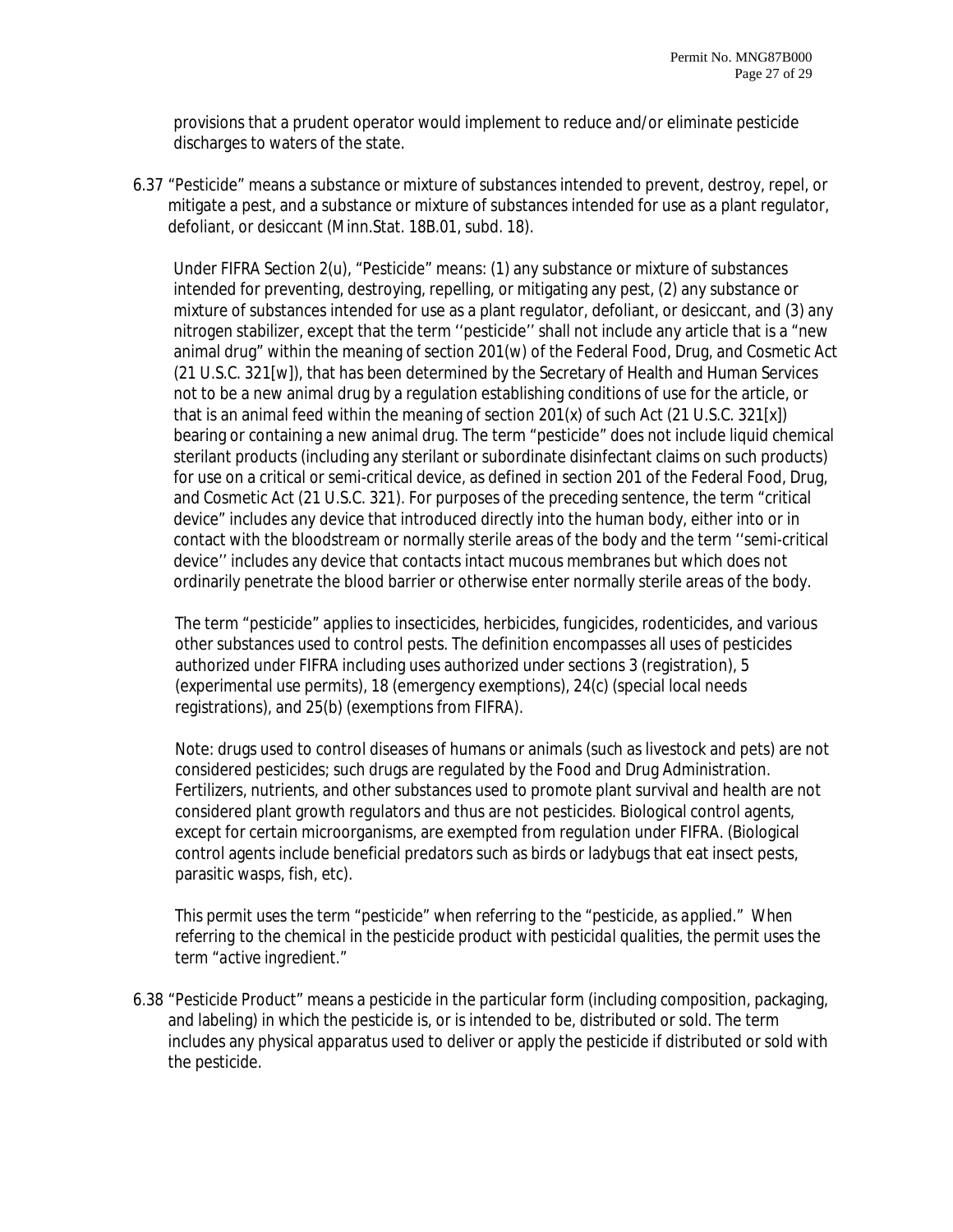provisions that a prudent operator would implement to reduce and/or eliminate pesticide discharges to waters of the state.

6.37 "Pesticide" means a substance or mixture of substances intended to prevent, destroy, repel, or mitigate a pest, and a substance or mixture of substances intended for use as a plant regulator, defoliant, or desiccant (Minn.Stat. 18B.01, subd. 18).

Under FIFRA Section 2(u), "Pesticide" means: (1) any substance or mixture of substances intended for preventing, destroying, repelling, or mitigating any pest, (2) any substance or mixture of substances intended for use as a plant regulator, defoliant, or desiccant, and (3) any nitrogen stabilizer, except that the term ''pesticide'' shall not include any article that is a "new animal drug" within the meaning of section 201(w) of the Federal Food, Drug, and Cosmetic Act (21 U.S.C. 321[w]), that has been determined by the Secretary of Health and Human Services not to be a new animal drug by a regulation establishing conditions of use for the article, or that is an animal feed within the meaning of section 201(x) of such Act (21 U.S.C. 321[x]) bearing or containing a new animal drug. The term "pesticide" does not include liquid chemical sterilant products (including any sterilant or subordinate disinfectant claims on such products) for use on a critical or semi-critical device, as defined in section 201 of the Federal Food, Drug, and Cosmetic Act (21 U.S.C. 321). For purposes of the preceding sentence, the term "critical device" includes any device that introduced directly into the human body, either into or in contact with the bloodstream or normally sterile areas of the body and the term ''semi-critical device'' includes any device that contacts intact mucous membranes but which does not ordinarily penetrate the blood barrier or otherwise enter normally sterile areas of the body.

The term "pesticide" applies to insecticides, herbicides, fungicides, rodenticides, and various other substances used to control pests. The definition encompasses all uses of pesticides authorized under FIFRA including uses authorized under sections 3 (registration), 5 (experimental use permits), 18 (emergency exemptions), 24(c) (special local needs registrations), and 25(b) (exemptions from FIFRA).

Note: drugs used to control diseases of humans or animals (such as livestock and pets) are not considered pesticides; such drugs are regulated by the Food and Drug Administration. Fertilizers, nutrients, and other substances used to promote plant survival and health are not considered plant growth regulators and thus are not pesticides. Biological control agents, except for certain microorganisms, are exempted from regulation under FIFRA. (Biological control agents include beneficial predators such as birds or ladybugs that eat insect pests, parasitic wasps, fish, etc).

This permit uses the term "pesticide" when referring to the "pesticide, as applied." When referring to the chemical in the pesticide product with pesticidal qualities, the permit uses the term "active ingredient."

6.38 "Pesticide Product" means a pesticide in the particular form (including composition, packaging, and labeling) in which the pesticide is, or is intended to be, distributed or sold. The term includes any physical apparatus used to deliver or apply the pesticide if distributed or sold with the pesticide.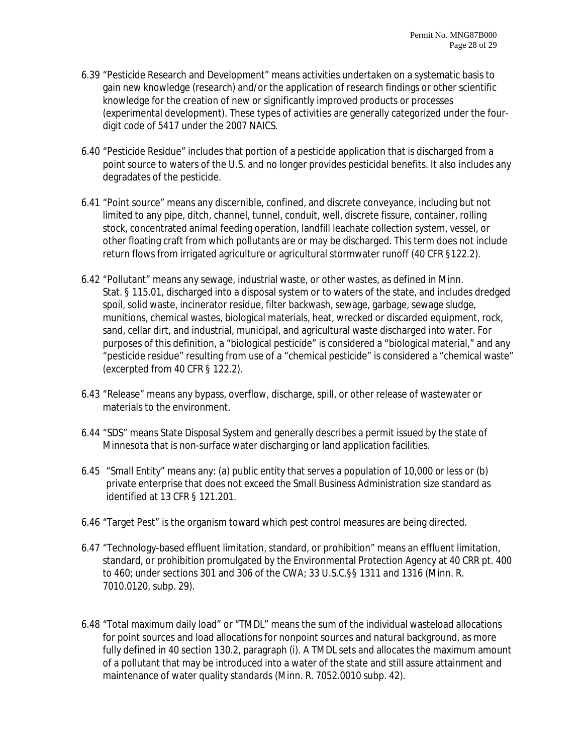6.39 "Pesticide Research and Development" means activities undertaken on a systematic basis to gain new knowledge (research) and/or the application of research findings or other scientific knowledge for the creation of new or significantly improved products or processes (experimental development). These types of activities are generally categorized under the four-digit code of 5417 under the 2007 NAICS.

6.40 "Pesticide Residue" includes that portion of a pesticide application that is discharged from a point source to waters of the U.S. and no longer provides pesticidal benefits. It also includes any degradates of the pesticide.

6.41 "Point source" means any discernible, confined, and discrete conveyance, including but not limited to any pipe, ditch, channel, tunnel, conduit, well, discrete fissure, container, rolling stock, concentrated animal feeding operation, landfill leachate collection system, vessel, or other floating craft from which pollutants are or may be discharged. This term does not include return flows from irrigated agriculture or agricultural stormwater runoff (40 CFR §122.2).

6.42 "Pollutant" means any sewage, industrial waste, or other wastes, as defined in Minn. Stat. § 115.01, discharged into a disposal system or to waters of the state, and includes dredged spoil, solid waste, incinerator residue, filter backwash, sewage, garbage, sewage sludge, munitions, chemical wastes, biological materials, heat, wrecked or discarded equipment, rock, sand, cellar dirt, and industrial, municipal, and agricultural waste discharged into water. For purposes of this definition, a "biological pesticide" is considered a "biological material," and any "pesticide residue" resulting from use of a "chemical pesticide" is considered a "chemical waste" (excerpted from 40 CFR § 122.2).

6.43 "Release" means any bypass, overflow, discharge, spill, or other release of wastewater or materials to the environment.

6.44 "SDS" means State Disposal System and generally describes a permit issued by the state of Minnesota that is non-surface water discharging or land application facilities.

6.45 "Small Entity" means any: (a) public entity that serves a population of 10,000 or less or (b) private enterprise that does not exceed the Small Business Administration size standard as identified at 13 CFR § 121.201.

6.46 "Target Pest" is the organism toward which pest control measures are being directed.

6.47 "Technology-based effluent limitation, standard, or prohibition" means an effluent limitation, standard, or prohibition promulgated by the Environmental Protection Agency at 40 CRR pt. 400 to 460; under sections 301 and 306 of the CWA; 33 U.S.C.§§ 1311 and 1316 (Minn. R. 7010.0120, subp. 29).

6.48 "Total maximum daily load" or "TMDL" means the sum of the individual wasteload allocations for point sources and load allocations for nonpoint sources and natural background, as more fully defined in 40 section 130.2, paragraph (i). A TMDL sets and allocates the maximum amount of a pollutant that may be introduced into a water of the state and still assure attainment and maintenance of water quality standards (Minn. R. 7052.0010 subp. 42).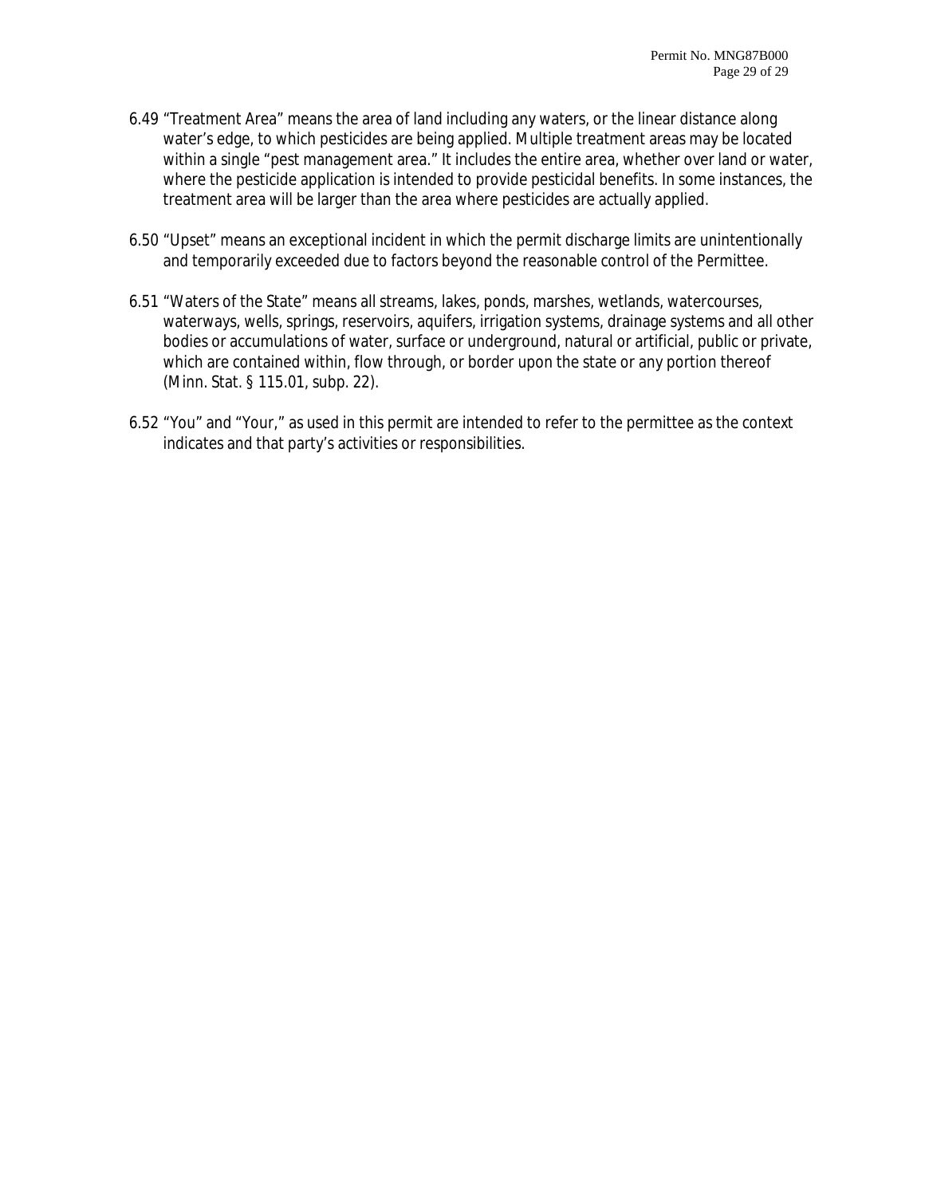6.49 "Treatment Area" means the area of land including any waters, or the linear distance along water's edge, to which pesticides are being applied. Multiple treatment areas may be located within a single "pest management area." It includes the entire area, whether over land or water, where the pesticide application is intended to provide pesticidal benefits. In some instances, the treatment area will be larger than the area where pesticides are actually applied.

6.50 "Upset" means an exceptional incident in which the permit discharge limits are unintentionally and temporarily exceeded due to factors beyond the reasonable control of the Permittee.

6.51 "Waters of the State" means all streams, lakes, ponds, marshes, wetlands, watercourses, waterways, wells, springs, reservoirs, aquifers, irrigation systems, drainage systems and all other bodies or accumulations of water, surface or underground, natural or artificial, public or private, which are contained within, flow through, or border upon the state or any portion thereof (Minn. Stat. § 115.01, subp. 22).

6.52 "You" and "Your," as used in this permit are intended to refer to the permittee as the context indicates and that party's activities or responsibilities.